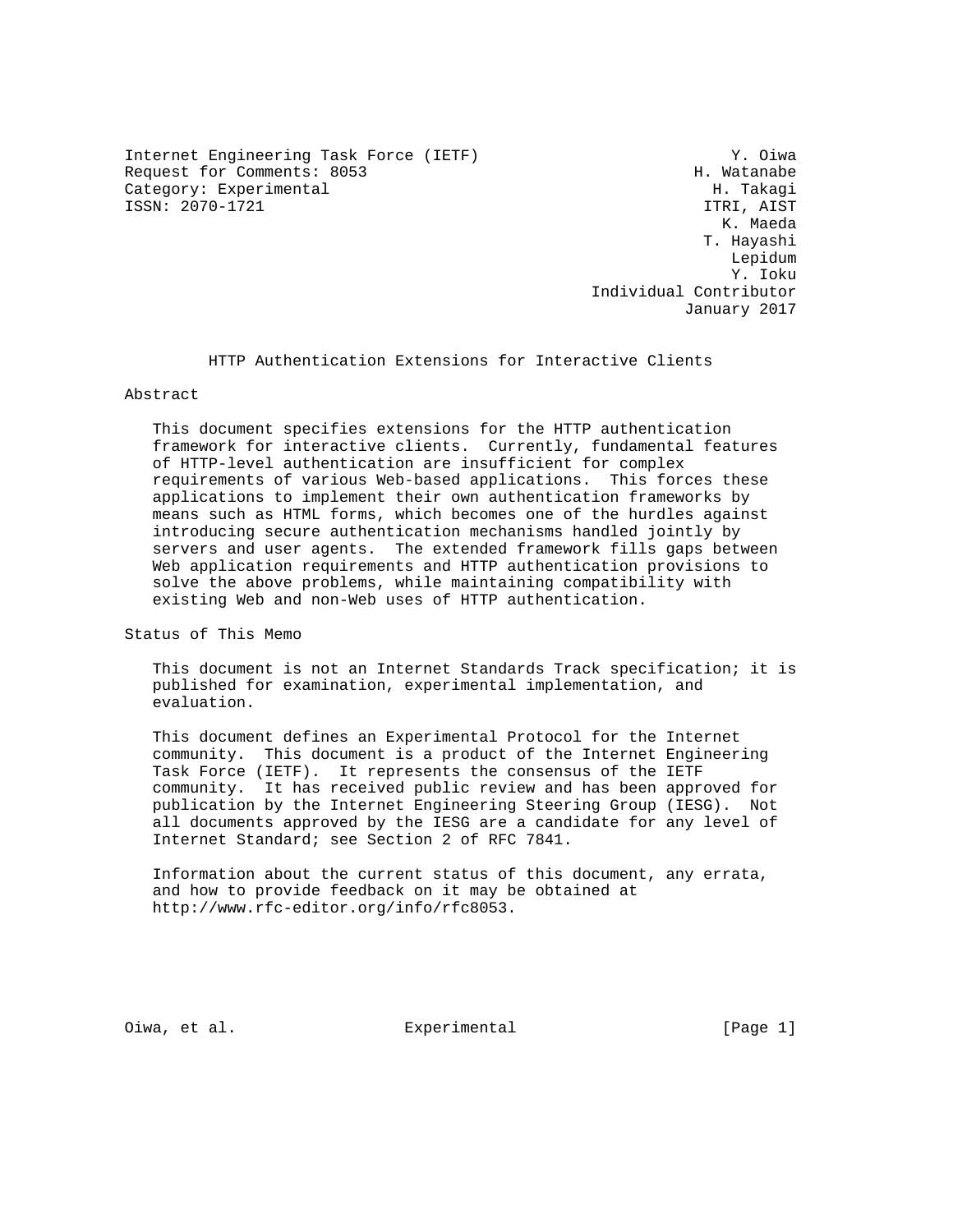Internet Engineering Task Force (IETF) Y. Oiwa
Request for Comments: 8053 H. Watanabe
Category: Experimental H. Takagi
ISSN: 2070-1721 ITRI, AIST
K. Maeda
T. Hayashi
Lepidum
Y. Ioku
Individual Contributor
January 2017

# HTTP Authentication Extensions for Interactive Clients

## Abstract

This document specifies extensions for the HTTP authentication framework for interactive clients. Currently, fundamental features of HTTP-level authentication are insufficient for complex requirements of various Web-based applications. This forces these applications to implement their own authentication frameworks by means such as HTML forms, which becomes one of the hurdles against introducing secure authentication mechanisms handled jointly by servers and user agents. The extended framework fills gaps between Web application requirements and HTTP authentication provisions to solve the above problems, while maintaining compatibility with existing Web and non-Web uses of HTTP authentication.

## Status of This Memo

This document is not an Internet Standards Track specification; it is published for examination, experimental implementation, and evaluation.

This document defines an Experimental Protocol for the Internet community. This document is a product of the Internet Engineering Task Force (IETF). It represents the consensus of the IETF community. It has received public review and has been approved for publication by the Internet Engineering Steering Group (IESG). Not all documents approved by the IESG are a candidate for any level of Internet Standard; see Section 2 of RFC 7841.

Information about the current status of this document, any errata, and how to provide feedback on it may be obtained at http://www.rfc-editor.org/info/rfc8053.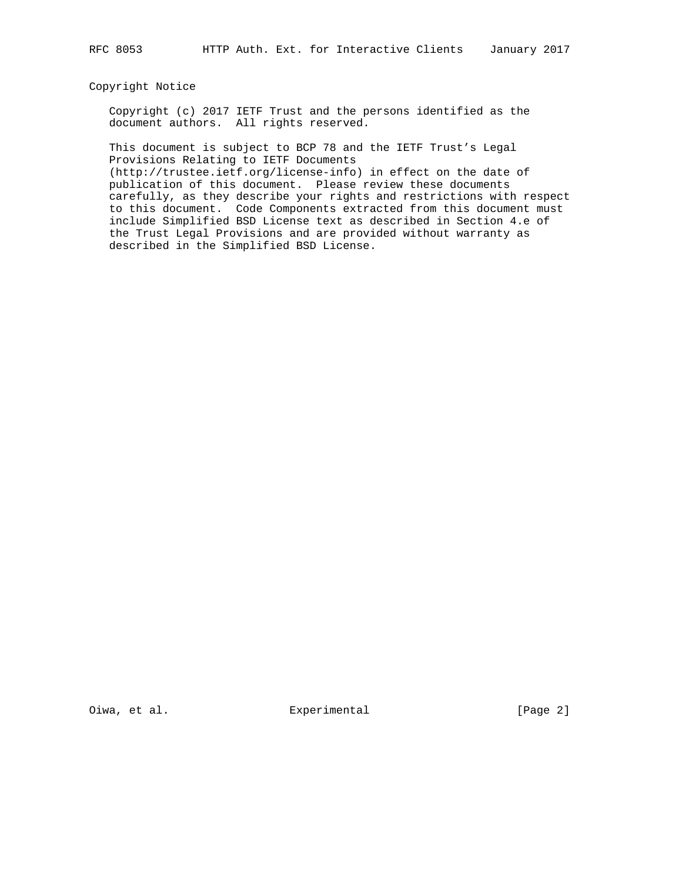## Copyright Notice

Copyright (c) 2017 IETF Trust and the persons identified as the document authors. All rights reserved.

This document is subject to BCP 78 and the IETF Trust's Legal Provisions Relating to IETF Documents (http://trustee.ietf.org/license-info) in effect on the date of publication of this document. Please review these documents carefully, as they describe your rights and restrictions with respect to this document. Code Components extracted from this document must include Simplified BSD License text as described in Section 4.e of the Trust Legal Provisions and are provided without warranty as described in the Simplified BSD License.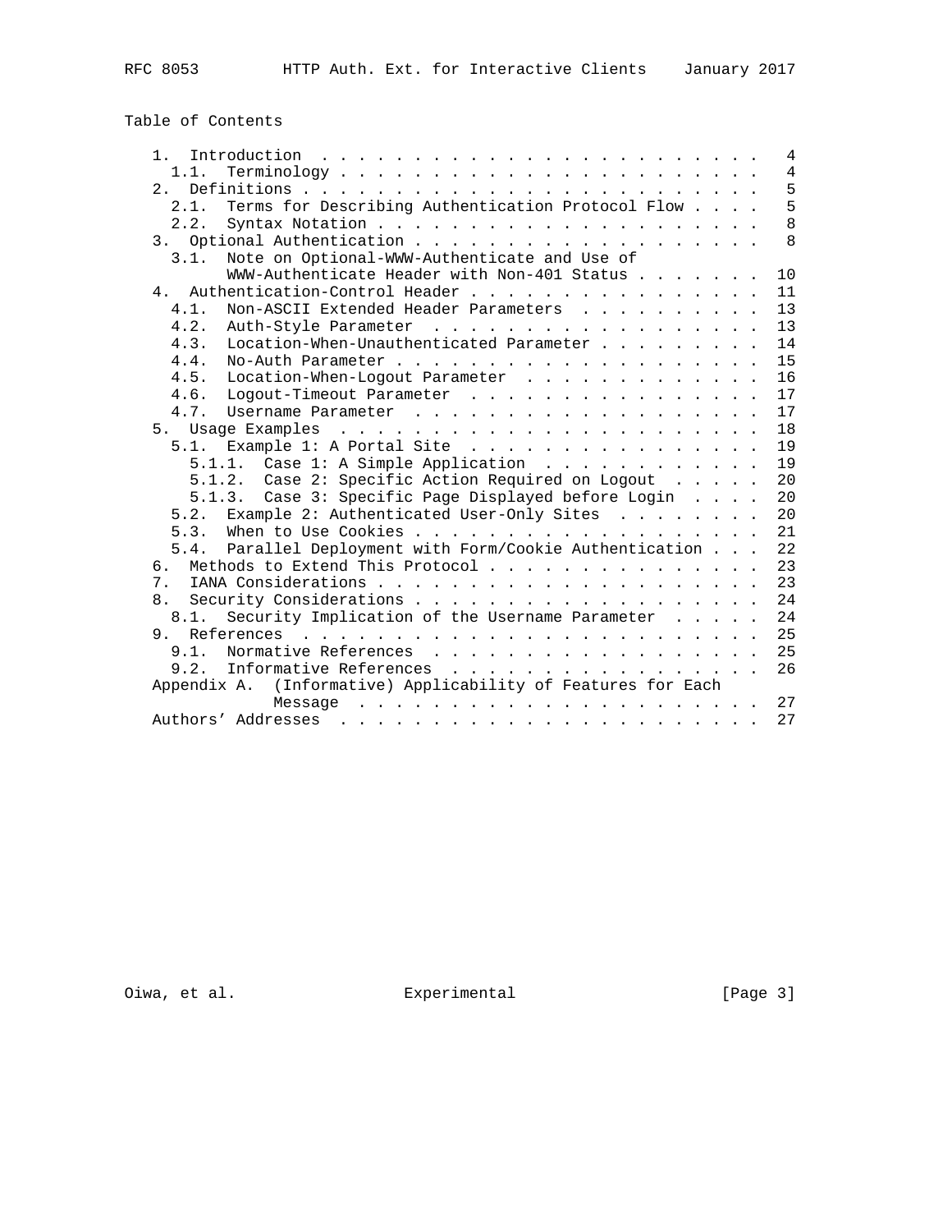Table of Contents

```
   1.  Introduction  . . . . . . . . . . . . . . . . . . . . . . . .   4
     1.1.  Terminology . . . . . . . . . . . . . . . . . . . . . . .   4
   2.  Definitions . . . . . . . . . . . . . . . . . . . . . . . . .   5
     2.1.  Terms for Describing Authentication Protocol Flow . . . .   5
     2.2.  Syntax Notation . . . . . . . . . . . . . . . . . . . . .   8
   3.  Optional Authentication . . . . . . . . . . . . . . . . . . .   8
     3.1.  Note on Optional-WWW-Authenticate and Use of
           WWW-Authenticate Header with Non-401 Status . . . . . . .  10
   4.  Authentication-Control Header . . . . . . . . . . . . . . . .  11
     4.1.  Non-ASCII Extended Header Parameters  . . . . . . . . . .  13
     4.2.  Auth-Style Parameter  . . . . . . . . . . . . . . . . . .  13
     4.3.  Location-When-Unauthenticated Parameter . . . . . . . . .  14
     4.4.  No-Auth Parameter . . . . . . . . . . . . . . . . . . . .  15
     4.5.  Location-When-Logout Parameter  . . . . . . . . . . . . .  16
     4.6.  Logout-Timeout Parameter  . . . . . . . . . . . . . . . .  17
     4.7.  Username Parameter  . . . . . . . . . . . . . . . . . . .  17
   5.  Usage Examples  . . . . . . . . . . . . . . . . . . . . . . .  18
     5.1.  Example 1: A Portal Site  . . . . . . . . . . . . . . . .  19
       5.1.1.  Case 1: A Simple Application  . . . . . . . . . . . .  19
       5.1.2.  Case 2: Specific Action Required on Logout  . . . . .  20
       5.1.3.  Case 3: Specific Page Displayed before Login  . . . .  20
     5.2.  Example 2: Authenticated User-Only Sites  . . . . . . . .  20
     5.3.  When to Use Cookies . . . . . . . . . . . . . . . . . . .  21
     5.4.  Parallel Deployment with Form/Cookie Authentication . . .  22
   6.  Methods to Extend This Protocol . . . . . . . . . . . . . . .  23
   7.  IANA Considerations . . . . . . . . . . . . . . . . . . . . .  23
   8.  Security Considerations . . . . . . . . . . . . . . . . . . .  24
     8.1.  Security Implication of the Username Parameter  . . . . .  24
   9.  References  . . . . . . . . . . . . . . . . . . . . . . . . .  25
     9.1.  Normative References  . . . . . . . . . . . . . . . . . .  25
     9.2.  Informative References  . . . . . . . . . . . . . . . . .  26
   Appendix A.  (Informative) Applicability of Features for Each
                Message  . . . . . . . . . . . . . . . . . . . . . .  27
   Authors' Addresses  . . . . . . . . . . . . . . . . . . . . . . .  27
```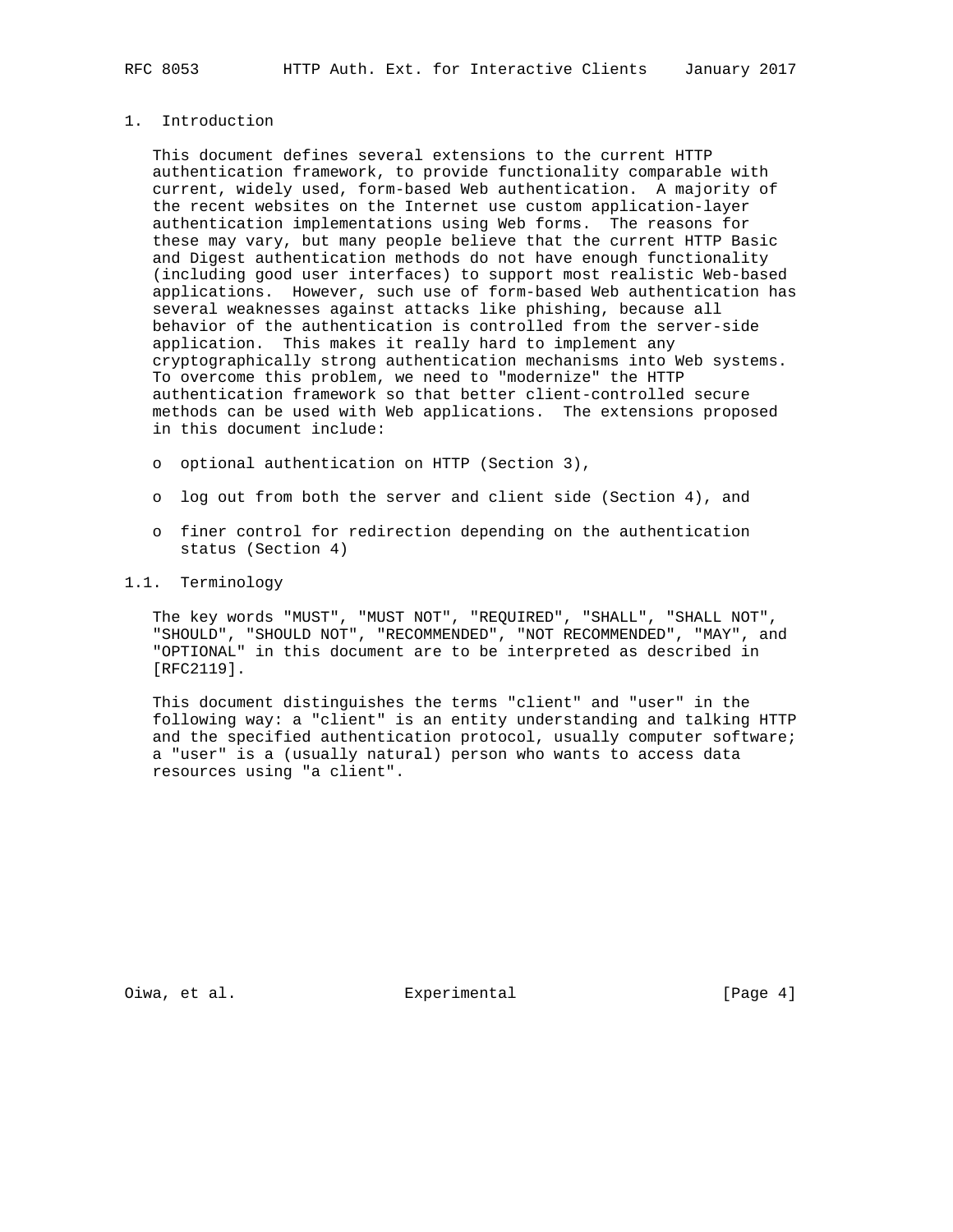## 1. Introduction

This document defines several extensions to the current HTTP authentication framework, to provide functionality comparable with current, widely used, form-based Web authentication. A majority of the recent websites on the Internet use custom application-layer authentication implementations using Web forms. The reasons for these may vary, but many people believe that the current HTTP Basic and Digest authentication methods do not have enough functionality (including good user interfaces) to support most realistic Web-based applications. However, such use of form-based Web authentication has several weaknesses against attacks like phishing, because all behavior of the authentication is controlled from the server-side application. This makes it really hard to implement any cryptographically strong authentication mechanisms into Web systems. To overcome this problem, we need to "modernize" the HTTP authentication framework so that better client-controlled secure methods can be used with Web applications. The extensions proposed in this document include:

- optional authentication on HTTP (Section 3),
- log out from both the server and client side (Section 4), and
- finer control for redirection depending on the authentication status (Section 4)

### 1.1. Terminology

The key words "MUST", "MUST NOT", "REQUIRED", "SHALL", "SHALL NOT", "SHOULD", "SHOULD NOT", "RECOMMENDED", "NOT RECOMMENDED", "MAY", and "OPTIONAL" in this document are to be interpreted as described in [RFC2119].

This document distinguishes the terms "client" and "user" in the following way: a "client" is an entity understanding and talking HTTP and the specified authentication protocol, usually computer software; a "user" is a (usually natural) person who wants to access data resources using "a client".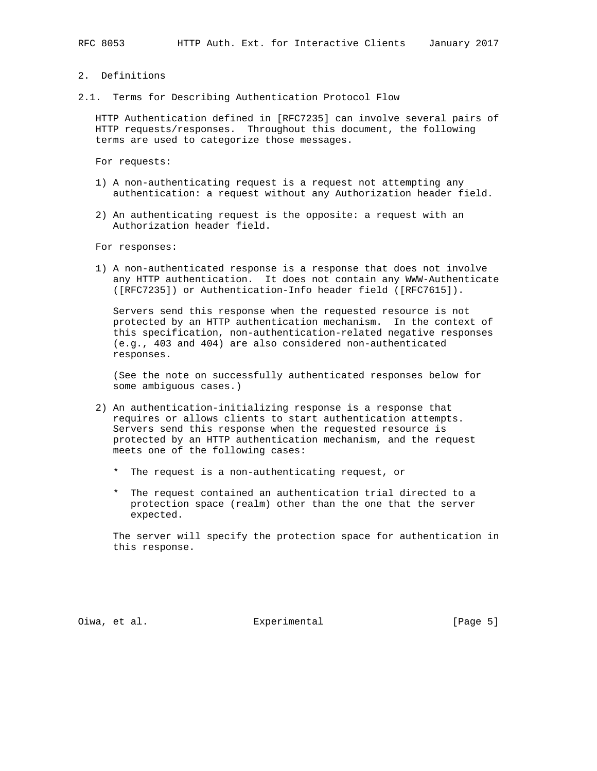## 2. Definitions

### 2.1. Terms for Describing Authentication Protocol Flow

HTTP Authentication defined in [RFC7235] can involve several pairs of HTTP requests/responses. Throughout this document, the following terms are used to categorize those messages.

For requests:

1) A non-authenticating request is a request not attempting any authentication: a request without any Authorization header field.

2) An authenticating request is the opposite: a request with an Authorization header field.

For responses:

1) A non-authenticated response is a response that does not involve any HTTP authentication. It does not contain any WWW-Authenticate ([RFC7235]) or Authentication-Info header field ([RFC7615]).

   Servers send this response when the requested resource is not protected by an HTTP authentication mechanism. In the context of this specification, non-authentication-related negative responses (e.g., 403 and 404) are also considered non-authenticated responses.

   (See the note on successfully authenticated responses below for some ambiguous cases.)

2) An authentication-initializing response is a response that requires or allows clients to start authentication attempts. Servers send this response when the requested resource is protected by an HTTP authentication mechanism, and the request meets one of the following cases:

   * The request is a non-authenticating request, or

   * The request contained an authentication trial directed to a protection space (realm) other than the one that the server expected.

   The server will specify the protection space for authentication in this response.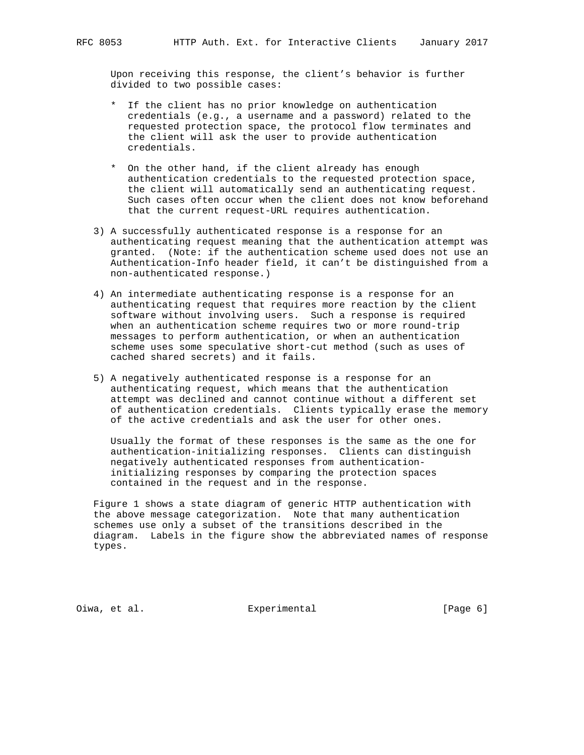Upon receiving this response, the client's behavior is further divided to two possible cases:

* If the client has no prior knowledge on authentication credentials (e.g., a username and a password) related to the requested protection space, the protocol flow terminates and the client will ask the user to provide authentication credentials.

* On the other hand, if the client already has enough authentication credentials to the requested protection space, the client will automatically send an authenticating request. Such cases often occur when the client does not know beforehand that the current request-URL requires authentication.

3) A successfully authenticated response is a response for an authenticating request meaning that the authentication attempt was granted. (Note: if the authentication scheme used does not use an Authentication-Info header field, it can't be distinguished from a non-authenticated response.)

4) An intermediate authenticating response is a response for an authenticating request that requires more reaction by the client software without involving users. Such a response is required when an authentication scheme requires two or more round-trip messages to perform authentication, or when an authentication scheme uses some speculative short-cut method (such as uses of cached shared secrets) and it fails.

5) A negatively authenticated response is a response for an authenticating request, which means that the authentication attempt was declined and cannot continue without a different set of authentication credentials. Clients typically erase the memory of the active credentials and ask the user for other ones.

   Usually the format of these responses is the same as the one for authentication-initializing responses. Clients can distinguish negatively authenticated responses from authentication-initializing responses by comparing the protection spaces contained in the request and in the response.

Figure 1 shows a state diagram of generic HTTP authentication with the above message categorization. Note that many authentication schemes use only a subset of the transitions described in the diagram. Labels in the figure show the abbreviated names of response types.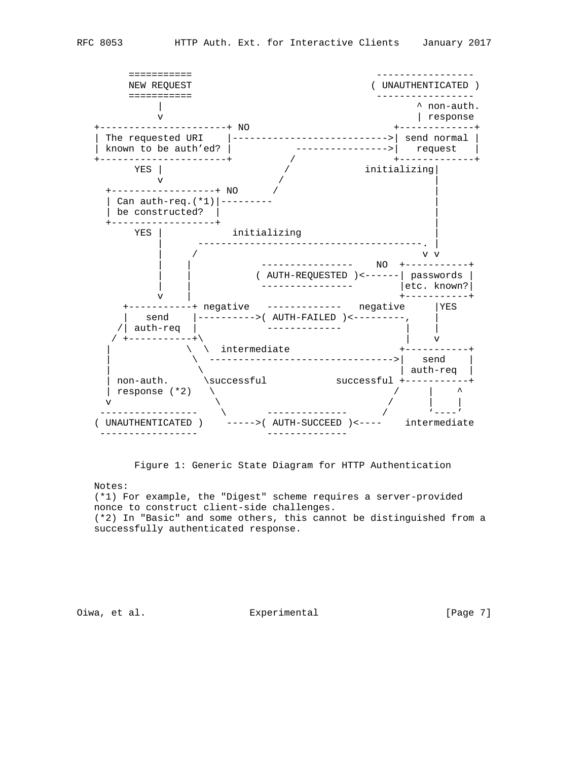```
       ===========                            -----------------
       NEW REQUEST                           ( UNAUTHENTICATED )
       ===========                            -----------------
            |                                        ^ non-auth.
            v                                        | response
   +----------------------+ NO                 +-------------+
   | The requested URI    |--------------------------->| send normal |
   | known to be auth'ed? |          ---------------->|   request   |
   +----------------------+         /                 +-------------+
       YES |                       /            initializing|
           v                      /                         |
     +------------------+ NO     /                          |
     | Can auth-req.(*1)|---------                          |
     | be constructed?  |                                   |
     +------------------+                                   |
       YES |            initializing                        |
           |     ---------------------------------------.   |
           |    /                                        v v
           |   |           ----------------    NO  +-----------+
           |   |          ( AUTH-REQUESTED )<------| passwords |
           |   |           ----------------        |etc. known?|
           v   |                                   +-----------+
      +-----------+ negative   -------------   negative     |YES
      |   send    |---------->( AUTH-FAILED )<---------,    |
     /| auth-req  |            -------------           |    |
    / +-----------+\                                   |    v
   |           \  \  intermediate                   +-----------+
   |            \  ------------------------------->|   send    |
   |             \                                  | auth-req  |
   | non-auth.    \successful          successful +-----------+
   | response (*2)  \                          /     |    ^
   v                 \                        /      |    |
 -----------------     \      --------------      /      '----'
( UNAUTHENTICATED )    ----->( AUTH-SUCCEED )<----   intermediate
 -----------------            --------------
```

Figure 1: Generic State Diagram for HTTP Authentication

Notes:
(*1) For example, the "Digest" scheme requires a server-provided nonce to construct client-side challenges.
(*2) In "Basic" and some others, this cannot be distinguished from a successfully authenticated response.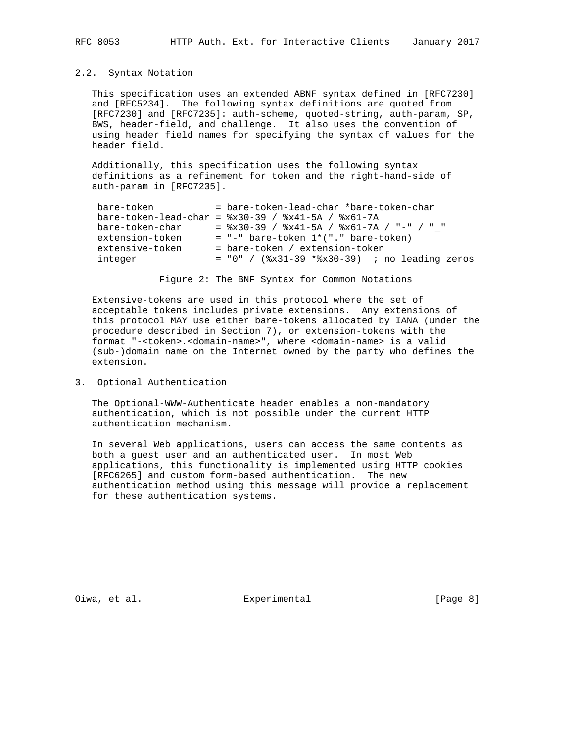### 2.2. Syntax Notation

This specification uses an extended ABNF syntax defined in [RFC7230] and [RFC5234]. The following syntax definitions are quoted from [RFC7230] and [RFC7235]: auth-scheme, quoted-string, auth-param, SP, BWS, header-field, and challenge. It also uses the convention of using header field names for specifying the syntax of values for the header field.

Additionally, this specification uses the following syntax definitions as a refinement for token and the right-hand-side of auth-param in [RFC7235].

```
bare-token           = bare-token-lead-char *bare-token-char
bare-token-lead-char = %x30-39 / %x41-5A / %x61-7A
bare-token-char      = %x30-39 / %x41-5A / %x61-7A / "-" / "_"
extension-token      = "-" bare-token 1*("." bare-token)
extensive-token      = bare-token / extension-token
integer              = "0" / (%x31-39 *%x30-39)  ; no leading zeros
```

Figure 2: The BNF Syntax for Common Notations

Extensive-tokens are used in this protocol where the set of acceptable tokens includes private extensions. Any extensions of this protocol MAY use either bare-tokens allocated by IANA (under the procedure described in Section 7), or extension-tokens with the format "-<token>.<domain-name>", where <domain-name> is a valid (sub-)domain name on the Internet owned by the party who defines the extension.

## 3. Optional Authentication

The Optional-WWW-Authenticate header enables a non-mandatory authentication, which is not possible under the current HTTP authentication mechanism.

In several Web applications, users can access the same contents as both a guest user and an authenticated user. In most Web applications, this functionality is implemented using HTTP cookies [RFC6265] and custom form-based authentication. The new authentication method using this message will provide a replacement for these authentication systems.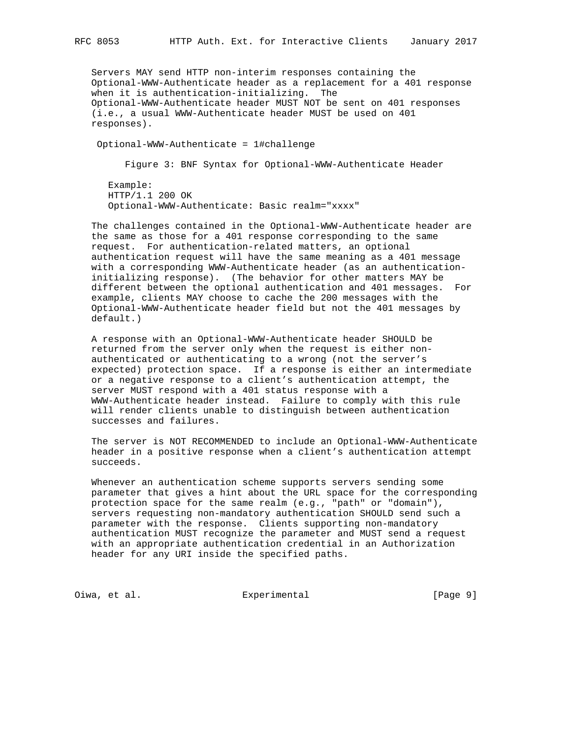Servers MAY send HTTP non-interim responses containing the Optional-WWW-Authenticate header as a replacement for a 401 response when it is authentication-initializing. The Optional-WWW-Authenticate header MUST NOT be sent on 401 responses (i.e., a usual WWW-Authenticate header MUST be used on 401 responses).

```
 Optional-WWW-Authenticate = 1#challenge
```

Figure 3: BNF Syntax for Optional-WWW-Authenticate Header

```
Example:
HTTP/1.1 200 OK
Optional-WWW-Authenticate: Basic realm="xxxx"
```

The challenges contained in the Optional-WWW-Authenticate header are the same as those for a 401 response corresponding to the same request. For authentication-related matters, an optional authentication request will have the same meaning as a 401 message with a corresponding WWW-Authenticate header (as an authentication-initializing response). (The behavior for other matters MAY be different between the optional authentication and 401 messages. For example, clients MAY choose to cache the 200 messages with the Optional-WWW-Authenticate header field but not the 401 messages by default.)

A response with an Optional-WWW-Authenticate header SHOULD be returned from the server only when the request is either non-authenticated or authenticating to a wrong (not the server's expected) protection space. If a response is either an intermediate or a negative response to a client's authentication attempt, the server MUST respond with a 401 status response with a WWW-Authenticate header instead. Failure to comply with this rule will render clients unable to distinguish between authentication successes and failures.

The server is NOT RECOMMENDED to include an Optional-WWW-Authenticate header in a positive response when a client's authentication attempt succeeds.

Whenever an authentication scheme supports servers sending some parameter that gives a hint about the URL space for the corresponding protection space for the same realm (e.g., "path" or "domain"), servers requesting non-mandatory authentication SHOULD send such a parameter with the response. Clients supporting non-mandatory authentication MUST recognize the parameter and MUST send a request with an appropriate authentication credential in an Authorization header for any URI inside the specified paths.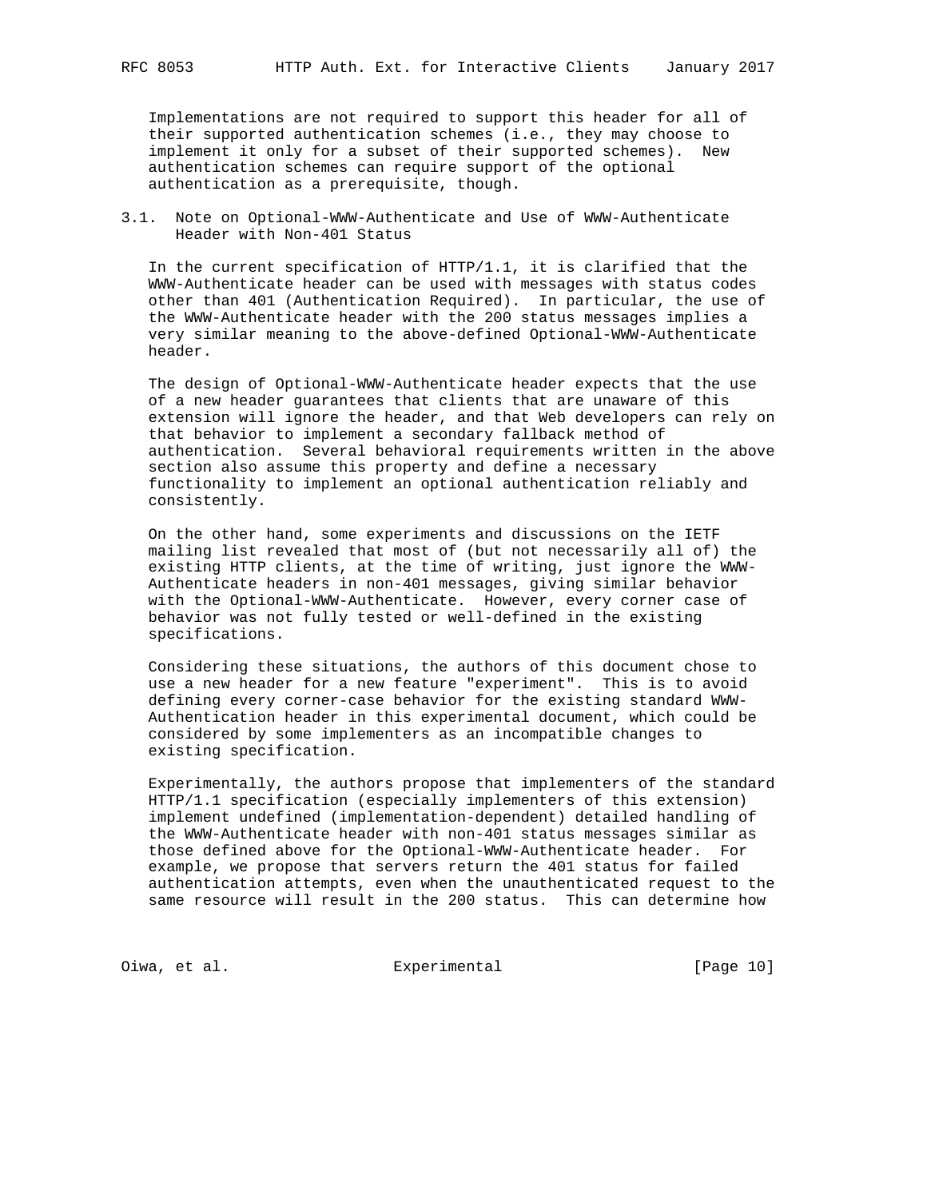Implementations are not required to support this header for all of their supported authentication schemes (i.e., they may choose to implement it only for a subset of their supported schemes). New authentication schemes can require support of the optional authentication as a prerequisite, though.

### 3.1. Note on Optional-WWW-Authenticate and Use of WWW-Authenticate Header with Non-401 Status

In the current specification of HTTP/1.1, it is clarified that the WWW-Authenticate header can be used with messages with status codes other than 401 (Authentication Required). In particular, the use of the WWW-Authenticate header with the 200 status messages implies a very similar meaning to the above-defined Optional-WWW-Authenticate header.

The design of Optional-WWW-Authenticate header expects that the use of a new header guarantees that clients that are unaware of this extension will ignore the header, and that Web developers can rely on that behavior to implement a secondary fallback method of authentication. Several behavioral requirements written in the above section also assume this property and define a necessary functionality to implement an optional authentication reliably and consistently.

On the other hand, some experiments and discussions on the IETF mailing list revealed that most of (but not necessarily all of) the existing HTTP clients, at the time of writing, just ignore the WWW-Authenticate headers in non-401 messages, giving similar behavior with the Optional-WWW-Authenticate. However, every corner case of behavior was not fully tested or well-defined in the existing specifications.

Considering these situations, the authors of this document chose to use a new header for a new feature "experiment". This is to avoid defining every corner-case behavior for the existing standard WWW-Authentication header in this experimental document, which could be considered by some implementers as an incompatible changes to existing specification.

Experimentally, the authors propose that implementers of the standard HTTP/1.1 specification (especially implementers of this extension) implement undefined (implementation-dependent) detailed handling of the WWW-Authenticate header with non-401 status messages similar as those defined above for the Optional-WWW-Authenticate header. For example, we propose that servers return the 401 status for failed authentication attempts, even when the unauthenticated request to the same resource will result in the 200 status. This can determine how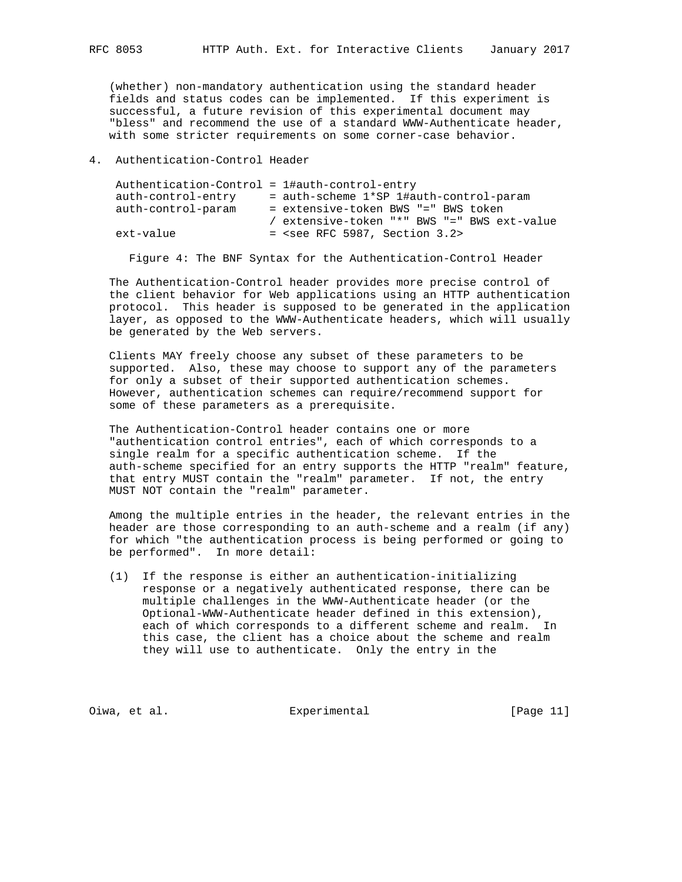(whether) non-mandatory authentication using the standard header fields and status codes can be implemented. If this experiment is successful, a future revision of this experimental document may "bless" and recommend the use of a standard WWW-Authenticate header, with some stricter requirements on some corner-case behavior.

## 4. Authentication-Control Header

```
Authentication-Control = 1#auth-control-entry
auth-control-entry     = auth-scheme 1*SP 1#auth-control-param
auth-control-param     = extensive-token BWS "=" BWS token
                       / extensive-token "*" BWS "=" BWS ext-value
ext-value              = <see RFC 5987, Section 3.2>
```

Figure 4: The BNF Syntax for the Authentication-Control Header

The Authentication-Control header provides more precise control of the client behavior for Web applications using an HTTP authentication protocol. This header is supposed to be generated in the application layer, as opposed to the WWW-Authenticate headers, which will usually be generated by the Web servers.

Clients MAY freely choose any subset of these parameters to be supported. Also, these may choose to support any of the parameters for only a subset of their supported authentication schemes. However, authentication schemes can require/recommend support for some of these parameters as a prerequisite.

The Authentication-Control header contains one or more "authentication control entries", each of which corresponds to a single realm for a specific authentication scheme. If the auth-scheme specified for an entry supports the HTTP "realm" feature, that entry MUST contain the "realm" parameter. If not, the entry MUST NOT contain the "realm" parameter.

Among the multiple entries in the header, the relevant entries in the header are those corresponding to an auth-scheme and a realm (if any) for which "the authentication process is being performed or going to be performed". In more detail:

(1) If the response is either an authentication-initializing response or a negatively authenticated response, there can be multiple challenges in the WWW-Authenticate header (or the Optional-WWW-Authenticate header defined in this extension), each of which corresponds to a different scheme and realm. In this case, the client has a choice about the scheme and realm they will use to authenticate. Only the entry in the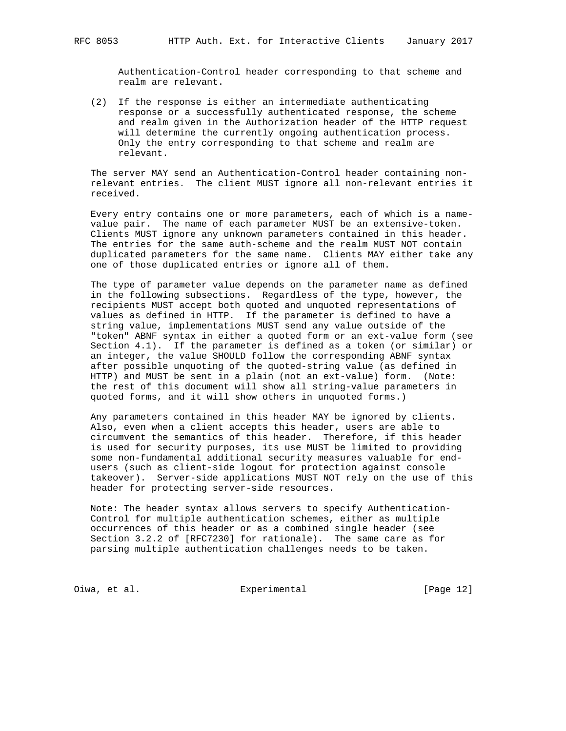Authentication-Control header corresponding to that scheme and realm are relevant.

(2) If the response is either an intermediate authenticating response or a successfully authenticated response, the scheme and realm given in the Authorization header of the HTTP request will determine the currently ongoing authentication process. Only the entry corresponding to that scheme and realm are relevant.

The server MAY send an Authentication-Control header containing non-relevant entries. The client MUST ignore all non-relevant entries it received.

Every entry contains one or more parameters, each of which is a name-value pair. The name of each parameter MUST be an extensive-token. Clients MUST ignore any unknown parameters contained in this header. The entries for the same auth-scheme and the realm MUST NOT contain duplicated parameters for the same name. Clients MAY either take any one of those duplicated entries or ignore all of them.

The type of parameter value depends on the parameter name as defined in the following subsections. Regardless of the type, however, the recipients MUST accept both quoted and unquoted representations of values as defined in HTTP. If the parameter is defined to have a string value, implementations MUST send any value outside of the "token" ABNF syntax in either a quoted form or an ext-value form (see Section 4.1). If the parameter is defined as a token (or similar) or an integer, the value SHOULD follow the corresponding ABNF syntax after possible unquoting of the quoted-string value (as defined in HTTP) and MUST be sent in a plain (not an ext-value) form. (Note: the rest of this document will show all string-value parameters in quoted forms, and it will show others in unquoted forms.)

Any parameters contained in this header MAY be ignored by clients. Also, even when a client accepts this header, users are able to circumvent the semantics of this header. Therefore, if this header is used for security purposes, its use MUST be limited to providing some non-fundamental additional security measures valuable for end-users (such as client-side logout for protection against console takeover). Server-side applications MUST NOT rely on the use of this header for protecting server-side resources.

Note: The header syntax allows servers to specify Authentication-Control for multiple authentication schemes, either as multiple occurrences of this header or as a combined single header (see Section 3.2.2 of [RFC7230] for rationale). The same care as for parsing multiple authentication challenges needs to be taken.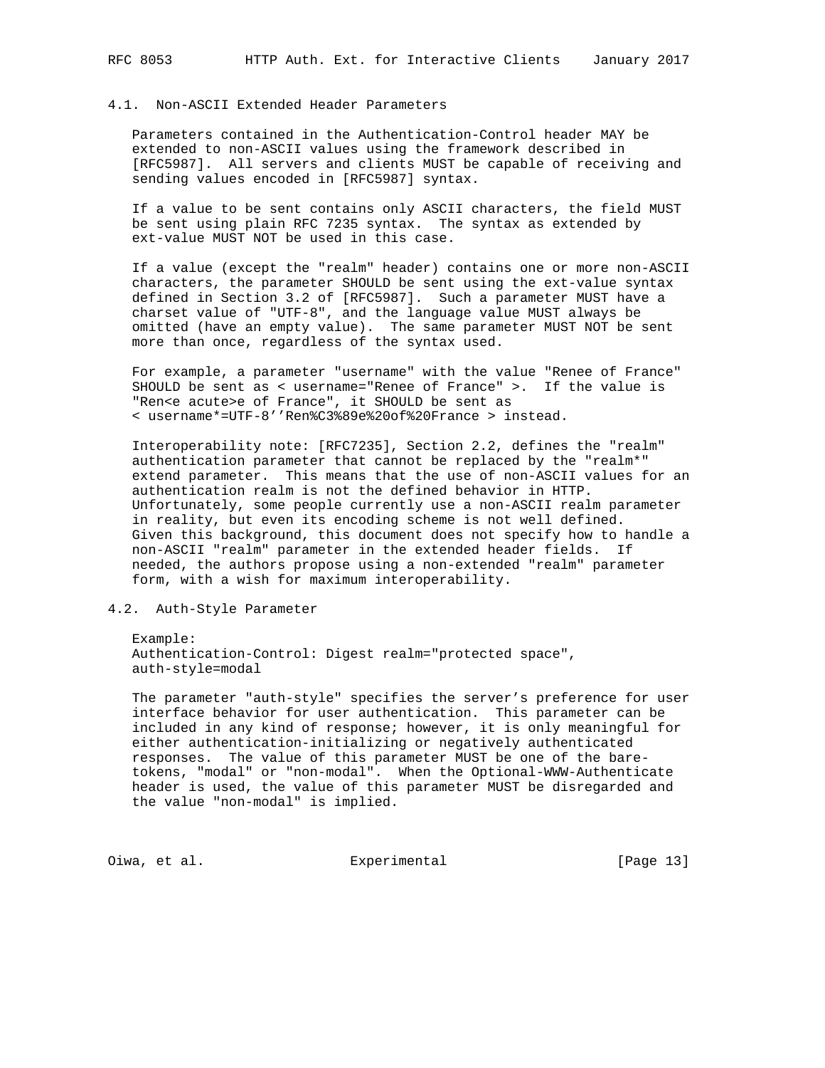### 4.1. Non-ASCII Extended Header Parameters

Parameters contained in the Authentication-Control header MAY be extended to non-ASCII values using the framework described in [RFC5987]. All servers and clients MUST be capable of receiving and sending values encoded in [RFC5987] syntax.

If a value to be sent contains only ASCII characters, the field MUST be sent using plain RFC 7235 syntax. The syntax as extended by ext-value MUST NOT be used in this case.

If a value (except the "realm" header) contains one or more non-ASCII characters, the parameter SHOULD be sent using the ext-value syntax defined in Section 3.2 of [RFC5987]. Such a parameter MUST have a charset value of "UTF-8", and the language value MUST always be omitted (have an empty value). The same parameter MUST NOT be sent more than once, regardless of the syntax used.

For example, a parameter "username" with the value "Renee of France" SHOULD be sent as < username="Renee of France" >. If the value is "Ren<e acute>e of France", it SHOULD be sent as < username*=UTF-8''Ren%C3%89e%20of%20France > instead.

Interoperability note: [RFC7235], Section 2.2, defines the "realm" authentication parameter that cannot be replaced by the "realm*" extend parameter. This means that the use of non-ASCII values for an authentication realm is not the defined behavior in HTTP. Unfortunately, some people currently use a non-ASCII realm parameter in reality, but even its encoding scheme is not well defined. Given this background, this document does not specify how to handle a non-ASCII "realm" parameter in the extended header fields. If needed, the authors propose using a non-extended "realm" parameter form, with a wish for maximum interoperability.

### 4.2. Auth-Style Parameter

Example:

```
Authentication-Control: Digest realm="protected space",
auth-style=modal
```

The parameter "auth-style" specifies the server's preference for user interface behavior for user authentication. This parameter can be included in any kind of response; however, it is only meaningful for either authentication-initializing or negatively authenticated responses. The value of this parameter MUST be one of the bare-tokens, "modal" or "non-modal". When the Optional-WWW-Authenticate header is used, the value of this parameter MUST be disregarded and the value "non-modal" is implied.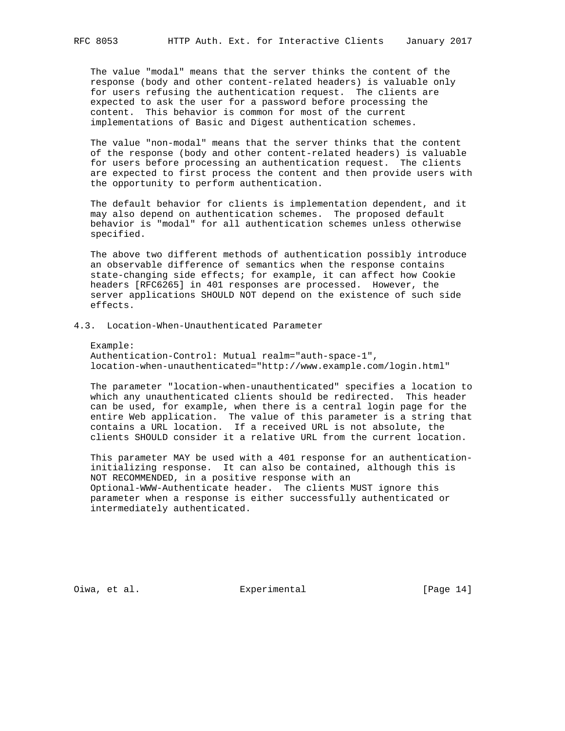The value "modal" means that the server thinks the content of the response (body and other content-related headers) is valuable only for users refusing the authentication request. The clients are expected to ask the user for a password before processing the content. This behavior is common for most of the current implementations of Basic and Digest authentication schemes.

The value "non-modal" means that the server thinks that the content of the response (body and other content-related headers) is valuable for users before processing an authentication request. The clients are expected to first process the content and then provide users with the opportunity to perform authentication.

The default behavior for clients is implementation dependent, and it may also depend on authentication schemes. The proposed default behavior is "modal" for all authentication schemes unless otherwise specified.

The above two different methods of authentication possibly introduce an observable difference of semantics when the response contains state-changing side effects; for example, it can affect how Cookie headers [RFC6265] in 401 responses are processed. However, the server applications SHOULD NOT depend on the existence of such side effects.

### 4.3. Location-When-Unauthenticated Parameter

Example:

```
Authentication-Control: Mutual realm="auth-space-1",
location-when-unauthenticated="http://www.example.com/login.html"
```

The parameter "location-when-unauthenticated" specifies a location to which any unauthenticated clients should be redirected. This header can be used, for example, when there is a central login page for the entire Web application. The value of this parameter is a string that contains a URL location. If a received URL is not absolute, the clients SHOULD consider it a relative URL from the current location.

This parameter MAY be used with a 401 response for an authentication-initializing response. It can also be contained, although this is NOT RECOMMENDED, in a positive response with an Optional-WWW-Authenticate header. The clients MUST ignore this parameter when a response is either successfully authenticated or intermediately authenticated.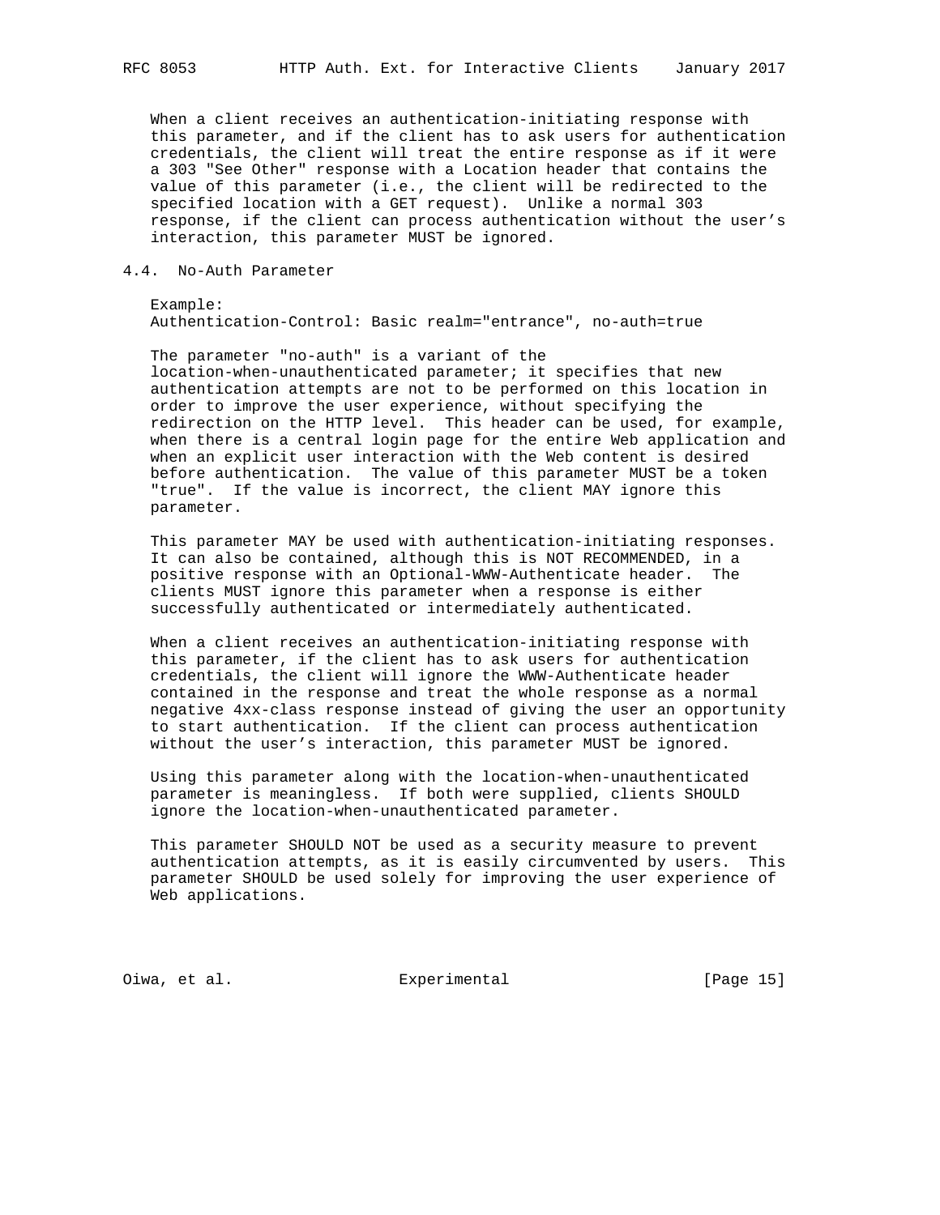When a client receives an authentication-initiating response with this parameter, and if the client has to ask users for authentication credentials, the client will treat the entire response as if it were a 303 "See Other" response with a Location header that contains the value of this parameter (i.e., the client will be redirected to the specified location with a GET request). Unlike a normal 303 response, if the client can process authentication without the user's interaction, this parameter MUST be ignored.

### 4.4. No-Auth Parameter

Example:

```
Authentication-Control: Basic realm="entrance", no-auth=true
```

The parameter "no-auth" is a variant of the location-when-unauthenticated parameter; it specifies that new authentication attempts are not to be performed on this location in order to improve the user experience, without specifying the redirection on the HTTP level. This header can be used, for example, when there is a central login page for the entire Web application and when an explicit user interaction with the Web content is desired before authentication. The value of this parameter MUST be a token "true". If the value is incorrect, the client MAY ignore this parameter.

This parameter MAY be used with authentication-initiating responses. It can also be contained, although this is NOT RECOMMENDED, in a positive response with an Optional-WWW-Authenticate header. The clients MUST ignore this parameter when a response is either successfully authenticated or intermediately authenticated.

When a client receives an authentication-initiating response with this parameter, if the client has to ask users for authentication credentials, the client will ignore the WWW-Authenticate header contained in the response and treat the whole response as a normal negative 4xx-class response instead of giving the user an opportunity to start authentication. If the client can process authentication without the user's interaction, this parameter MUST be ignored.

Using this parameter along with the location-when-unauthenticated parameter is meaningless. If both were supplied, clients SHOULD ignore the location-when-unauthenticated parameter.

This parameter SHOULD NOT be used as a security measure to prevent authentication attempts, as it is easily circumvented by users. This parameter SHOULD be used solely for improving the user experience of Web applications.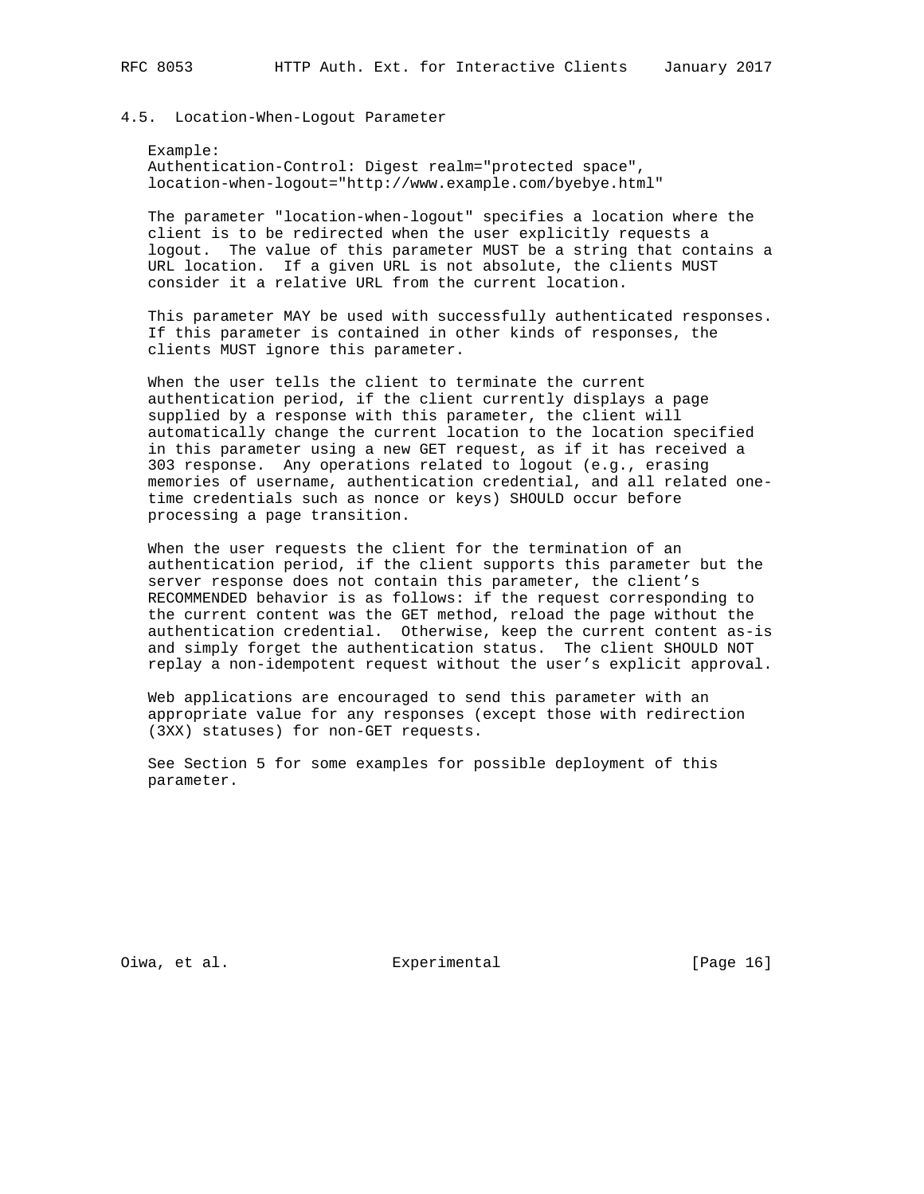### 4.5. Location-When-Logout Parameter

Example:

```
Authentication-Control: Digest realm="protected space",
location-when-logout="http://www.example.com/byebye.html"
```

The parameter "location-when-logout" specifies a location where the client is to be redirected when the user explicitly requests a logout. The value of this parameter MUST be a string that contains a URL location. If a given URL is not absolute, the clients MUST consider it a relative URL from the current location.

This parameter MAY be used with successfully authenticated responses. If this parameter is contained in other kinds of responses, the clients MUST ignore this parameter.

When the user tells the client to terminate the current authentication period, if the client currently displays a page supplied by a response with this parameter, the client will automatically change the current location to the location specified in this parameter using a new GET request, as if it has received a 303 response. Any operations related to logout (e.g., erasing memories of username, authentication credential, and all related one-time credentials such as nonce or keys) SHOULD occur before processing a page transition.

When the user requests the client for the termination of an authentication period, if the client supports this parameter but the server response does not contain this parameter, the client's RECOMMENDED behavior is as follows: if the request corresponding to the current content was the GET method, reload the page without the authentication credential. Otherwise, keep the current content as-is and simply forget the authentication status. The client SHOULD NOT replay a non-idempotent request without the user's explicit approval.

Web applications are encouraged to send this parameter with an appropriate value for any responses (except those with redirection (3XX) statuses) for non-GET requests.

See Section 5 for some examples for possible deployment of this parameter.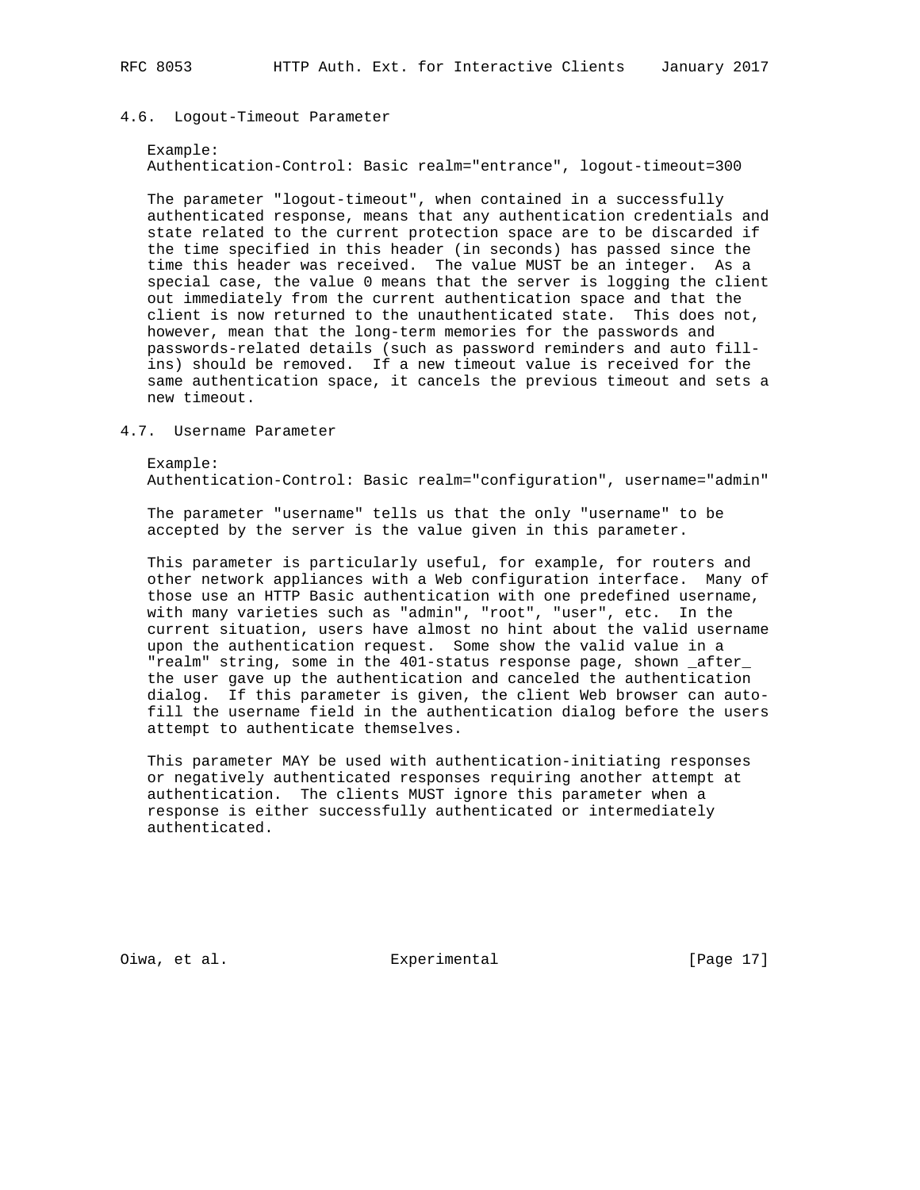## 4.6. Logout-Timeout Parameter

Example:

```
Authentication-Control: Basic realm="entrance", logout-timeout=300
```

The parameter "logout-timeout", when contained in a successfully authenticated response, means that any authentication credentials and state related to the current protection space are to be discarded if the time specified in this header (in seconds) has passed since the time this header was received. The value MUST be an integer. As a special case, the value 0 means that the server is logging the client out immediately from the current authentication space and that the client is now returned to the unauthenticated state. This does not, however, mean that the long-term memories for the passwords and passwords-related details (such as password reminders and auto fill-ins) should be removed. If a new timeout value is received for the same authentication space, it cancels the previous timeout and sets a new timeout.

## 4.7. Username Parameter

Example:

```
Authentication-Control: Basic realm="configuration", username="admin"
```

The parameter "username" tells us that the only "username" to be accepted by the server is the value given in this parameter.

This parameter is particularly useful, for example, for routers and other network appliances with a Web configuration interface. Many of those use an HTTP Basic authentication with one predefined username, with many varieties such as "admin", "root", "user", etc. In the current situation, users have almost no hint about the valid username upon the authentication request. Some show the valid value in a "realm" string, some in the 401-status response page, shown _after_ the user gave up the authentication and canceled the authentication dialog. If this parameter is given, the client Web browser can auto-fill the username field in the authentication dialog before the users attempt to authenticate themselves.

This parameter MAY be used with authentication-initiating responses or negatively authenticated responses requiring another attempt at authentication. The clients MUST ignore this parameter when a response is either successfully authenticated or intermediately authenticated.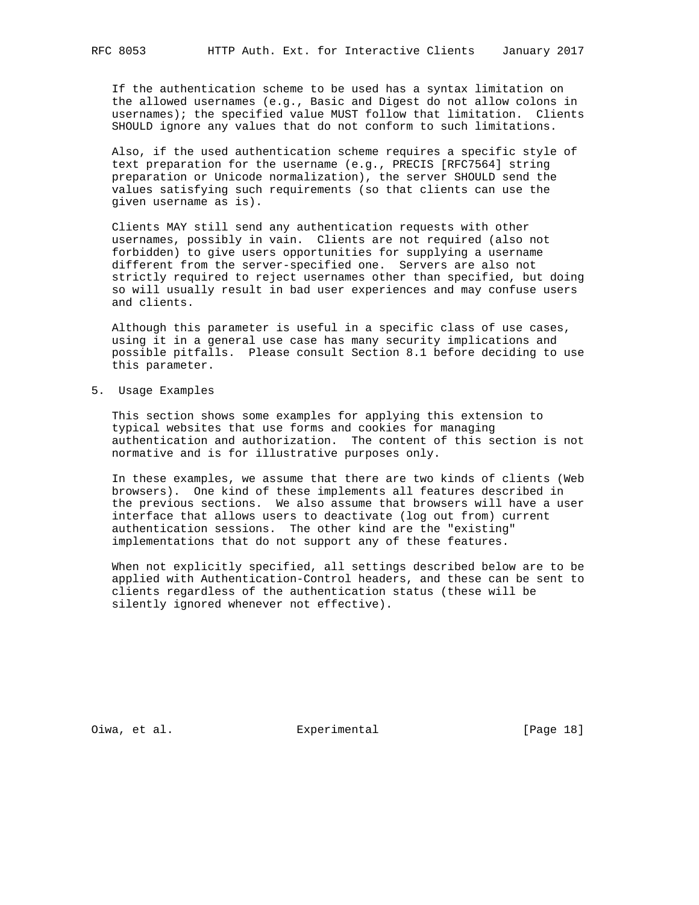If the authentication scheme to be used has a syntax limitation on the allowed usernames (e.g., Basic and Digest do not allow colons in usernames); the specified value MUST follow that limitation. Clients SHOULD ignore any values that do not conform to such limitations.

Also, if the used authentication scheme requires a specific style of text preparation for the username (e.g., PRECIS [RFC7564] string preparation or Unicode normalization), the server SHOULD send the values satisfying such requirements (so that clients can use the given username as is).

Clients MAY still send any authentication requests with other usernames, possibly in vain. Clients are not required (also not forbidden) to give users opportunities for supplying a username different from the server-specified one. Servers are also not strictly required to reject usernames other than specified, but doing so will usually result in bad user experiences and may confuse users and clients.

Although this parameter is useful in a specific class of use cases, using it in a general use case has many security implications and possible pitfalls. Please consult Section 8.1 before deciding to use this parameter.

## 5. Usage Examples

This section shows some examples for applying this extension to typical websites that use forms and cookies for managing authentication and authorization. The content of this section is not normative and is for illustrative purposes only.

In these examples, we assume that there are two kinds of clients (Web browsers). One kind of these implements all features described in the previous sections. We also assume that browsers will have a user interface that allows users to deactivate (log out from) current authentication sessions. The other kind are the "existing" implementations that do not support any of these features.

When not explicitly specified, all settings described below are to be applied with Authentication-Control headers, and these can be sent to clients regardless of the authentication status (these will be silently ignored whenever not effective).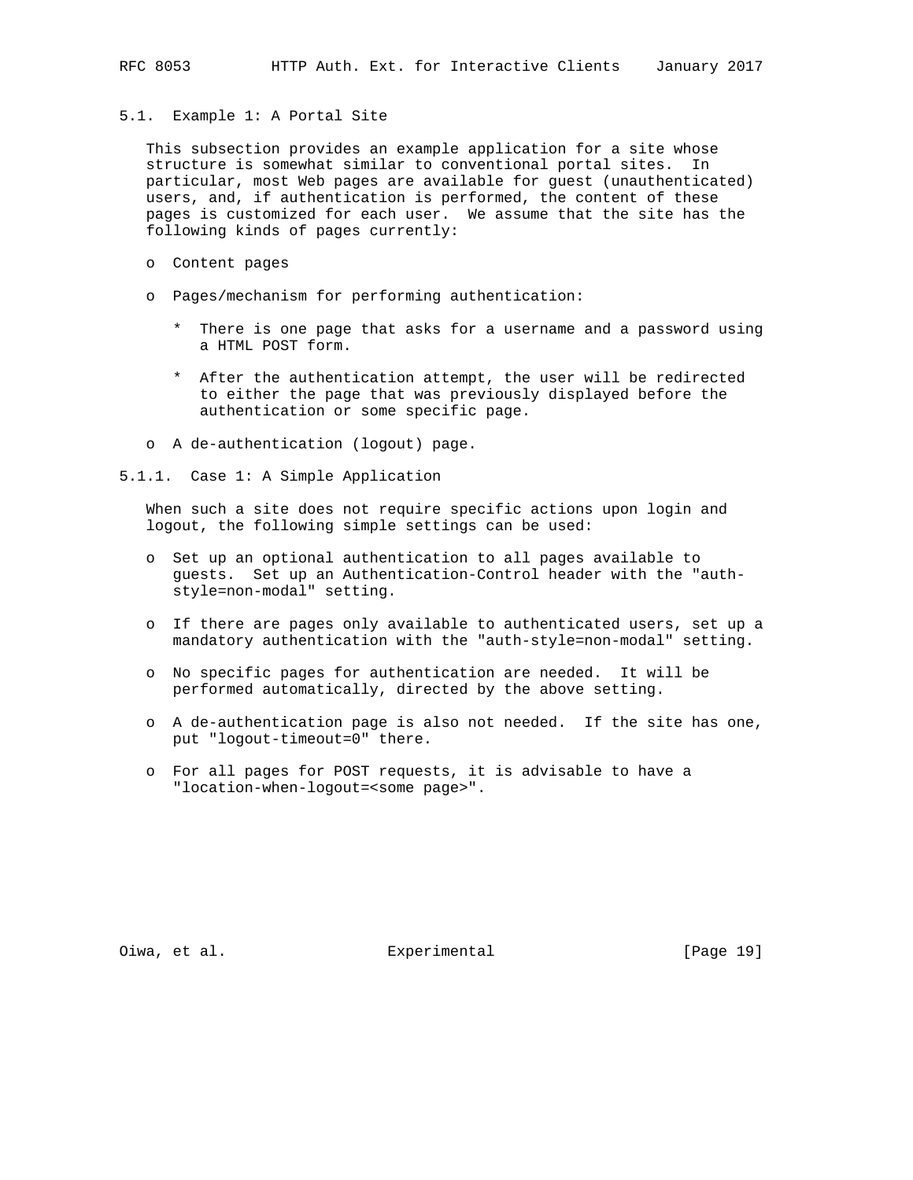### 5.1. Example 1: A Portal Site

This subsection provides an example application for a site whose structure is somewhat similar to conventional portal sites. In particular, most Web pages are available for guest (unauthenticated) users, and, if authentication is performed, the content of these pages is customized for each user. We assume that the site has the following kinds of pages currently:

- Content pages
- Pages/mechanism for performing authentication:
  - There is one page that asks for a username and a password using a HTML POST form.
  - After the authentication attempt, the user will be redirected to either the page that was previously displayed before the authentication or some specific page.
- A de-authentication (logout) page.

#### 5.1.1. Case 1: A Simple Application

When such a site does not require specific actions upon login and logout, the following simple settings can be used:

- Set up an optional authentication to all pages available to guests. Set up an Authentication-Control header with the "auth-style=non-modal" setting.
- If there are pages only available to authenticated users, set up a mandatory authentication with the "auth-style=non-modal" setting.
- No specific pages for authentication are needed. It will be performed automatically, directed by the above setting.
- A de-authentication page is also not needed. If the site has one, put "logout-timeout=0" there.
- For all pages for POST requests, it is advisable to have a "location-when-logout=<some page>".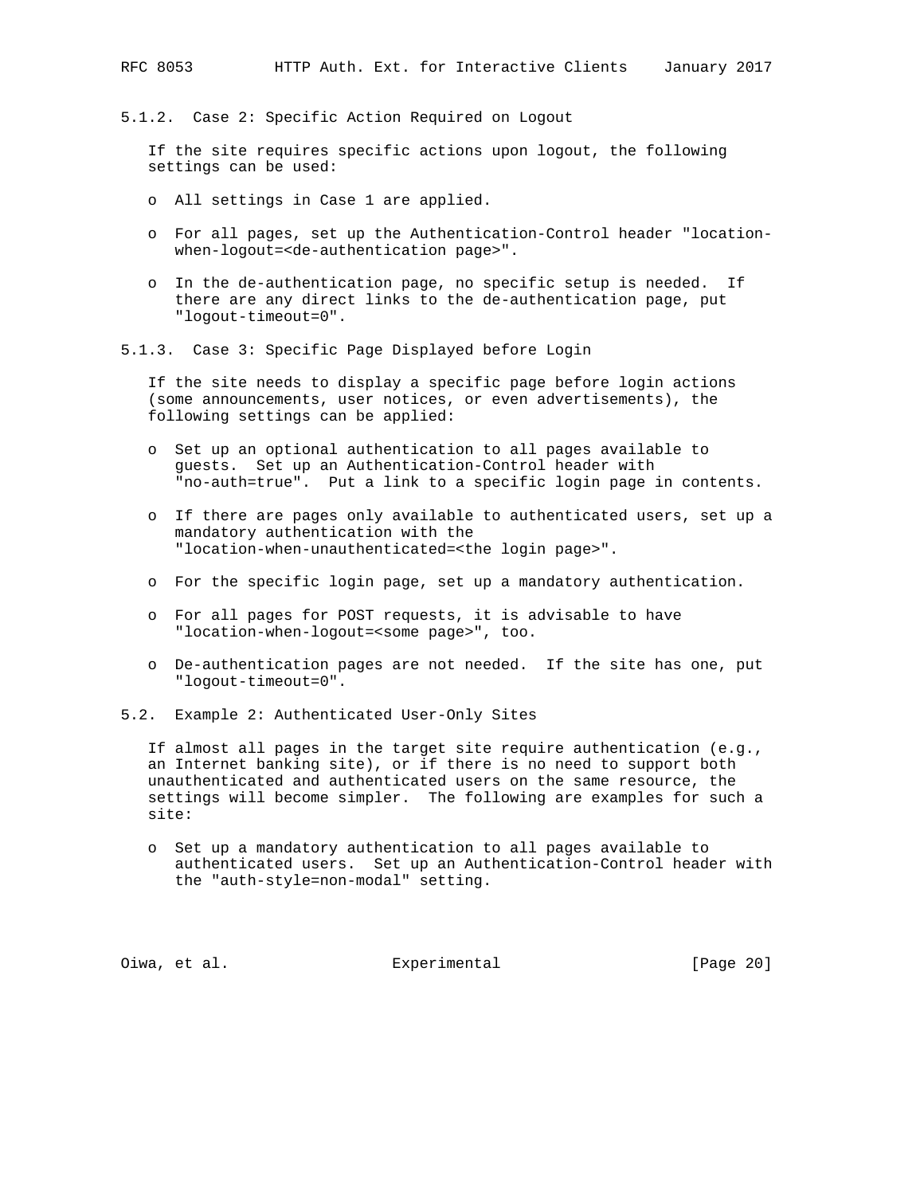#### 5.1.2. Case 2: Specific Action Required on Logout

If the site requires specific actions upon logout, the following settings can be used:

- All settings in Case 1 are applied.
- For all pages, set up the Authentication-Control header "location-when-logout=<de-authentication page>".
- In the de-authentication page, no specific setup is needed. If there are any direct links to the de-authentication page, put "logout-timeout=0".

#### 5.1.3. Case 3: Specific Page Displayed before Login

If the site needs to display a specific page before login actions (some announcements, user notices, or even advertisements), the following settings can be applied:

- Set up an optional authentication to all pages available to guests. Set up an Authentication-Control header with "no-auth=true". Put a link to a specific login page in contents.
- If there are pages only available to authenticated users, set up a mandatory authentication with the "location-when-unauthenticated=<the login page>".
- For the specific login page, set up a mandatory authentication.
- For all pages for POST requests, it is advisable to have "location-when-logout=<some page>", too.
- De-authentication pages are not needed. If the site has one, put "logout-timeout=0".

### 5.2. Example 2: Authenticated User-Only Sites

If almost all pages in the target site require authentication (e.g., an Internet banking site), or if there is no need to support both unauthenticated and authenticated users on the same resource, the settings will become simpler. The following are examples for such a site:

- Set up a mandatory authentication to all pages available to authenticated users. Set up an Authentication-Control header with the "auth-style=non-modal" setting.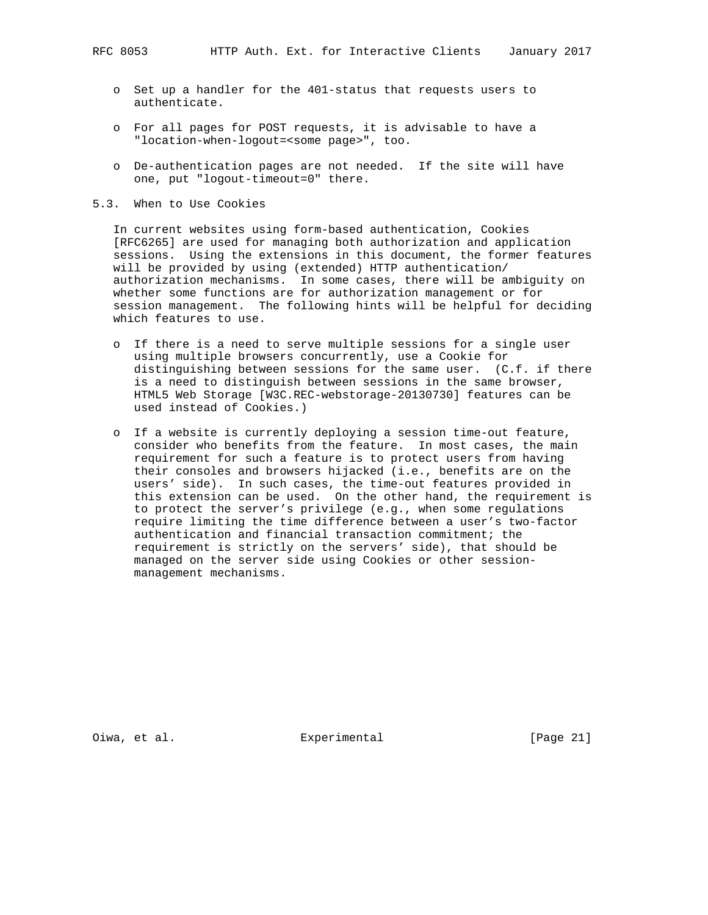- Set up a handler for the 401-status that requests users to authenticate.
- For all pages for POST requests, it is advisable to have a "location-when-logout=<some page>", too.
- De-authentication pages are not needed. If the site will have one, put "logout-timeout=0" there.

### 5.3. When to Use Cookies

In current websites using form-based authentication, Cookies [RFC6265] are used for managing both authorization and application sessions. Using the extensions in this document, the former features will be provided by using (extended) HTTP authentication/authorization mechanisms. In some cases, there will be ambiguity on whether some functions are for authorization management or for session management. The following hints will be helpful for deciding which features to use.

- If there is a need to serve multiple sessions for a single user using multiple browsers concurrently, use a Cookie for distinguishing between sessions for the same user. (C.f. if there is a need to distinguish between sessions in the same browser, HTML5 Web Storage [W3C.REC-webstorage-20130730] features can be used instead of Cookies.)
- If a website is currently deploying a session time-out feature, consider who benefits from the feature. In most cases, the main requirement for such a feature is to protect users from having their consoles and browsers hijacked (i.e., benefits are on the users' side). In such cases, the time-out features provided in this extension can be used. On the other hand, the requirement is to protect the server's privilege (e.g., when some regulations require limiting the time difference between a user's two-factor authentication and financial transaction commitment; the requirement is strictly on the servers' side), that should be managed on the server side using Cookies or other session-management mechanisms.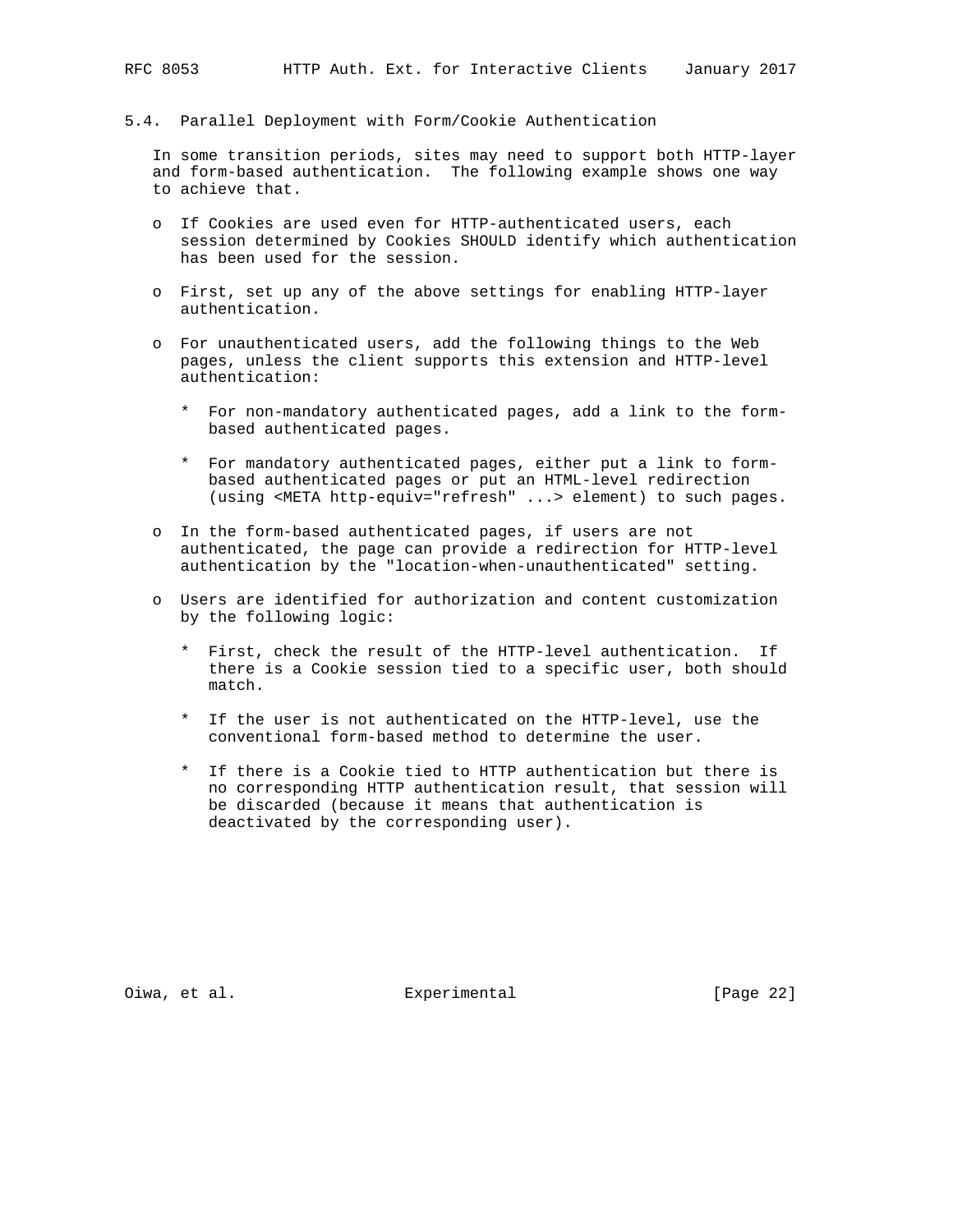### 5.4. Parallel Deployment with Form/Cookie Authentication

In some transition periods, sites may need to support both HTTP-layer and form-based authentication. The following example shows one way to achieve that.

- If Cookies are used even for HTTP-authenticated users, each session determined by Cookies SHOULD identify which authentication has been used for the session.

- First, set up any of the above settings for enabling HTTP-layer authentication.

- For unauthenticated users, add the following things to the Web pages, unless the client supports this extension and HTTP-level authentication:

  * For non-mandatory authenticated pages, add a link to the form-based authenticated pages.

  * For mandatory authenticated pages, either put a link to form-based authenticated pages or put an HTML-level redirection (using <META http-equiv="refresh" ...> element) to such pages.

- In the form-based authenticated pages, if users are not authenticated, the page can provide a redirection for HTTP-level authentication by the "location-when-unauthenticated" setting.

- Users are identified for authorization and content customization by the following logic:

  * First, check the result of the HTTP-level authentication. If there is a Cookie session tied to a specific user, both should match.

  * If the user is not authenticated on the HTTP-level, use the conventional form-based method to determine the user.

  * If there is a Cookie tied to HTTP authentication but there is no corresponding HTTP authentication result, that session will be discarded (because it means that authentication is deactivated by the corresponding user).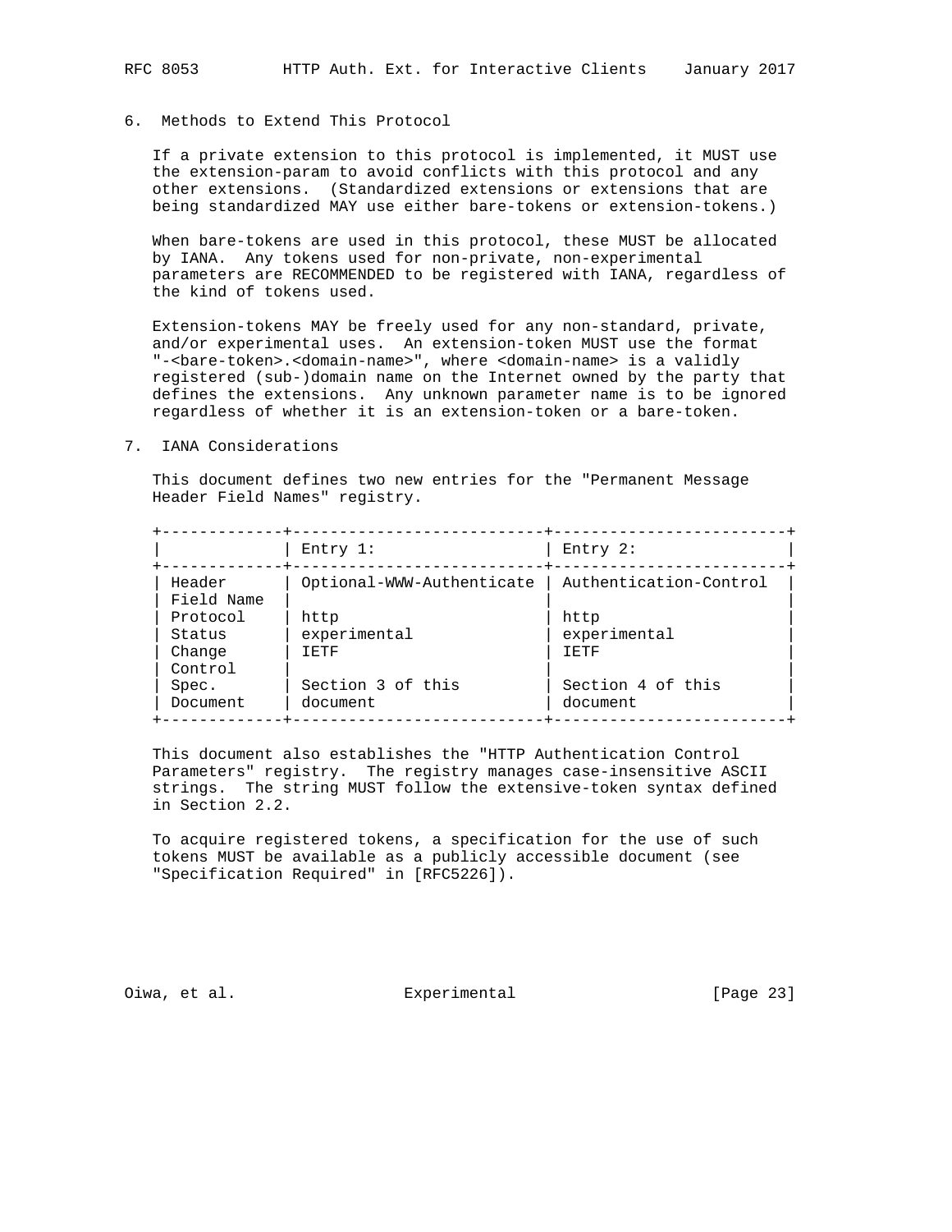## 6. Methods to Extend This Protocol

If a private extension to this protocol is implemented, it MUST use the extension-param to avoid conflicts with this protocol and any other extensions. (Standardized extensions or extensions that are being standardized MAY use either bare-tokens or extension-tokens.)

When bare-tokens are used in this protocol, these MUST be allocated by IANA. Any tokens used for non-private, non-experimental parameters are RECOMMENDED to be registered with IANA, regardless of the kind of tokens used.

Extension-tokens MAY be freely used for any non-standard, private, and/or experimental uses. An extension-token MUST use the format "-<bare-token>.<domain-name>", where <domain-name> is a validly registered (sub-)domain name on the Internet owned by the party that defines the extensions. Any unknown parameter name is to be ignored regardless of whether it is an extension-token or a bare-token.

## 7. IANA Considerations

This document defines two new entries for the "Permanent Message Header Field Names" registry.

| | Entry 1: | Entry 2: |
|---|---|---|
| Header Field Name | Optional-WWW-Authenticate | Authentication-Control |
| Protocol | http | http |
| Status | experimental | experimental |
| Change Control | IETF | IETF |
| Spec. Document | Section 3 of this document | Section 4 of this document |

This document also establishes the "HTTP Authentication Control Parameters" registry. The registry manages case-insensitive ASCII strings. The string MUST follow the extensive-token syntax defined in Section 2.2.

To acquire registered tokens, a specification for the use of such tokens MUST be available as a publicly accessible document (see "Specification Required" in [RFC5226]).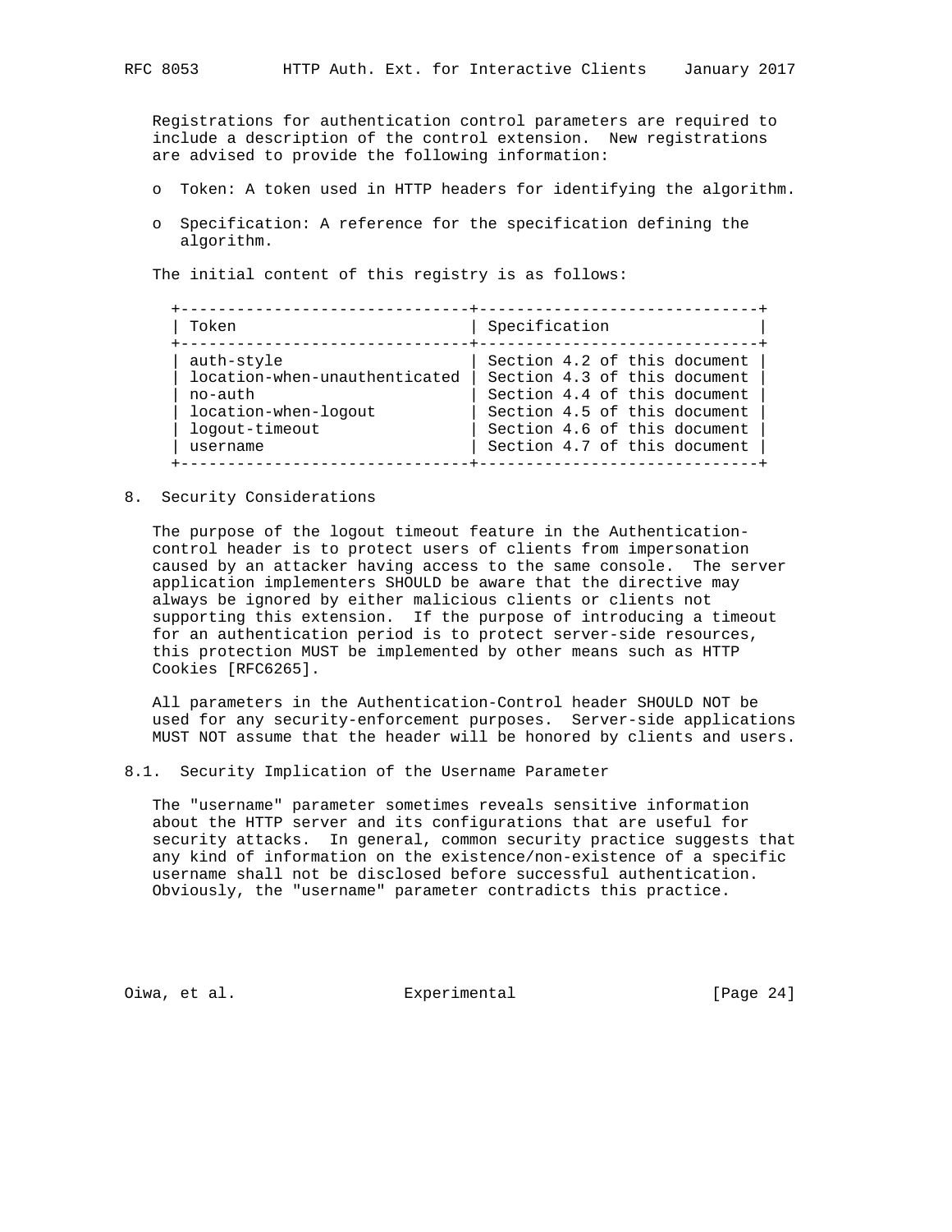Registrations for authentication control parameters are required to include a description of the control extension. New registrations are advised to provide the following information:

- Token: A token used in HTTP headers for identifying the algorithm.
- Specification: A reference for the specification defining the algorithm.

The initial content of this registry is as follows:

| Token | Specification |
|---|---|
| auth-style | Section 4.2 of this document |
| location-when-unauthenticated | Section 4.3 of this document |
| no-auth | Section 4.4 of this document |
| location-when-logout | Section 4.5 of this document |
| logout-timeout | Section 4.6 of this document |
| username | Section 4.7 of this document |

## 8. Security Considerations

The purpose of the logout timeout feature in the Authentication-control header is to protect users of clients from impersonation caused by an attacker having access to the same console. The server application implementers SHOULD be aware that the directive may always be ignored by either malicious clients or clients not supporting this extension. If the purpose of introducing a timeout for an authentication period is to protect server-side resources, this protection MUST be implemented by other means such as HTTP Cookies [RFC6265].

All parameters in the Authentication-Control header SHOULD NOT be used for any security-enforcement purposes. Server-side applications MUST NOT assume that the header will be honored by clients and users.

### 8.1. Security Implication of the Username Parameter

The "username" parameter sometimes reveals sensitive information about the HTTP server and its configurations that are useful for security attacks. In general, common security practice suggests that any kind of information on the existence/non-existence of a specific username shall not be disclosed before successful authentication. Obviously, the "username" parameter contradicts this practice.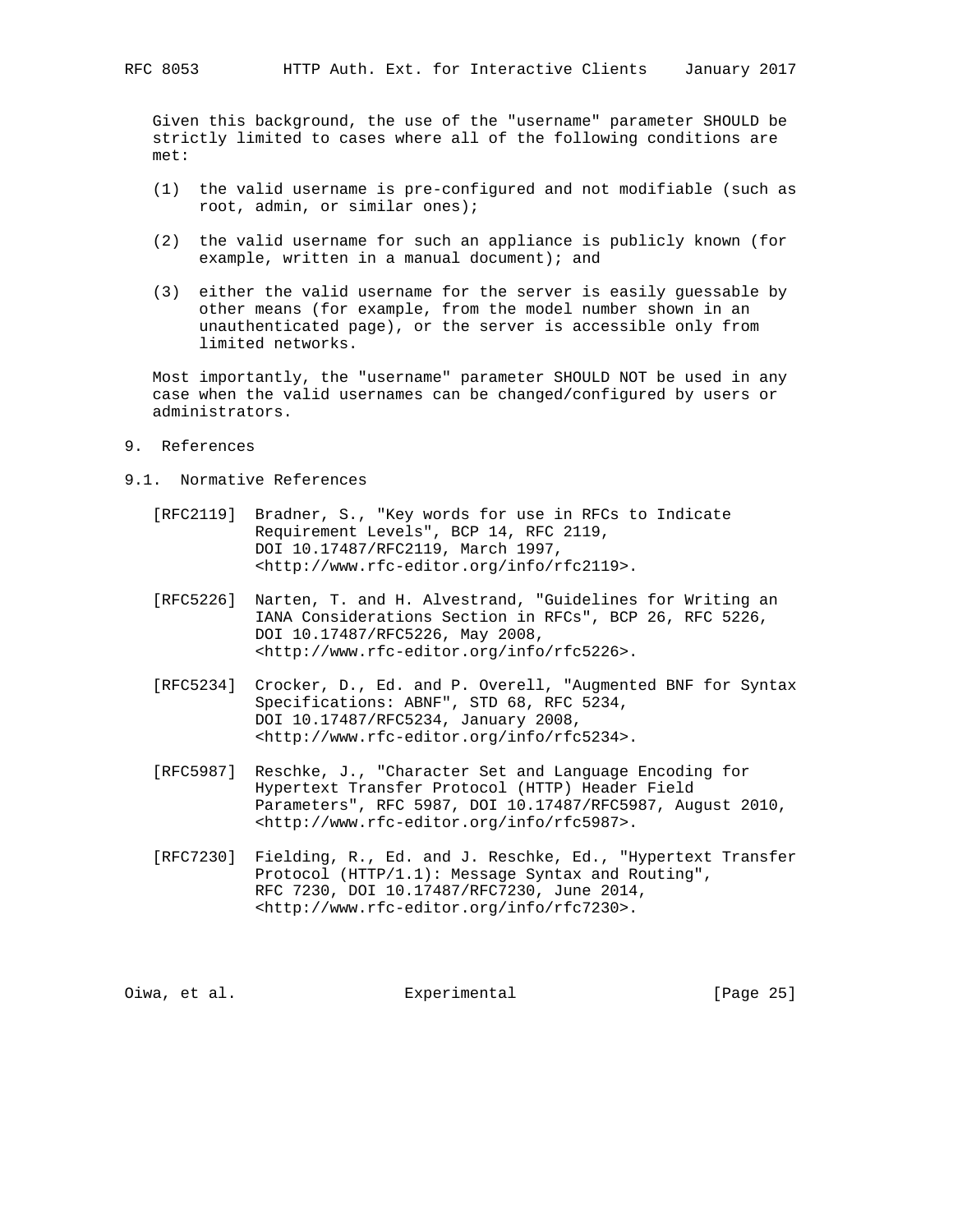Given this background, the use of the "username" parameter SHOULD be strictly limited to cases where all of the following conditions are met:

(1) the valid username is pre-configured and not modifiable (such as root, admin, or similar ones);

(2) the valid username for such an appliance is publicly known (for example, written in a manual document); and

(3) either the valid username for the server is easily guessable by other means (for example, from the model number shown in an unauthenticated page), or the server is accessible only from limited networks.

Most importantly, the "username" parameter SHOULD NOT be used in any case when the valid usernames can be changed/configured by users or administrators.

# 9. References

## 9.1. Normative References

[RFC2119] Bradner, S., "Key words for use in RFCs to Indicate Requirement Levels", BCP 14, RFC 2119, DOI 10.17487/RFC2119, March 1997, <http://www.rfc-editor.org/info/rfc2119>.

[RFC5226] Narten, T. and H. Alvestrand, "Guidelines for Writing an IANA Considerations Section in RFCs", BCP 26, RFC 5226, DOI 10.17487/RFC5226, May 2008, <http://www.rfc-editor.org/info/rfc5226>.

[RFC5234] Crocker, D., Ed. and P. Overell, "Augmented BNF for Syntax Specifications: ABNF", STD 68, RFC 5234, DOI 10.17487/RFC5234, January 2008, <http://www.rfc-editor.org/info/rfc5234>.

[RFC5987] Reschke, J., "Character Set and Language Encoding for Hypertext Transfer Protocol (HTTP) Header Field Parameters", RFC 5987, DOI 10.17487/RFC5987, August 2010, <http://www.rfc-editor.org/info/rfc5987>.

[RFC7230] Fielding, R., Ed. and J. Reschke, Ed., "Hypertext Transfer Protocol (HTTP/1.1): Message Syntax and Routing", RFC 7230, DOI 10.17487/RFC7230, June 2014, <http://www.rfc-editor.org/info/rfc7230>.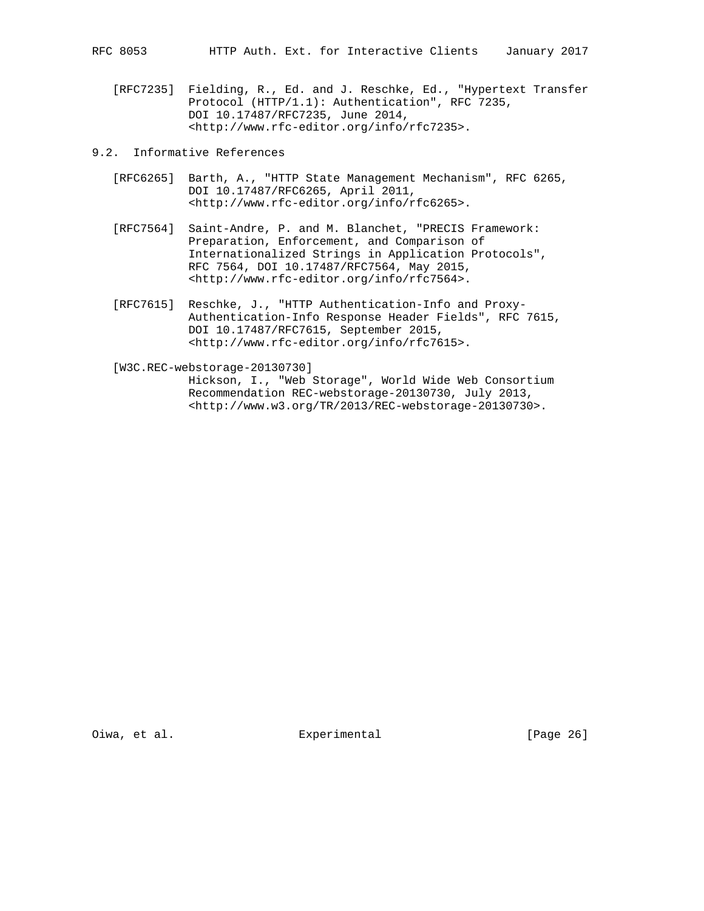[RFC7235] Fielding, R., Ed. and J. Reschke, Ed., "Hypertext Transfer Protocol (HTTP/1.1): Authentication", RFC 7235, DOI 10.17487/RFC7235, June 2014, <http://www.rfc-editor.org/info/rfc7235>.

## 9.2. Informative References

[RFC6265] Barth, A., "HTTP State Management Mechanism", RFC 6265, DOI 10.17487/RFC6265, April 2011, <http://www.rfc-editor.org/info/rfc6265>.

[RFC7564] Saint-Andre, P. and M. Blanchet, "PRECIS Framework: Preparation, Enforcement, and Comparison of Internationalized Strings in Application Protocols", RFC 7564, DOI 10.17487/RFC7564, May 2015, <http://www.rfc-editor.org/info/rfc7564>.

[RFC7615] Reschke, J., "HTTP Authentication-Info and Proxy-Authentication-Info Response Header Fields", RFC 7615, DOI 10.17487/RFC7615, September 2015, <http://www.rfc-editor.org/info/rfc7615>.

[W3C.REC-webstorage-20130730]
Hickson, I., "Web Storage", World Wide Web Consortium Recommendation REC-webstorage-20130730, July 2013, <http://www.w3.org/TR/2013/REC-webstorage-20130730>.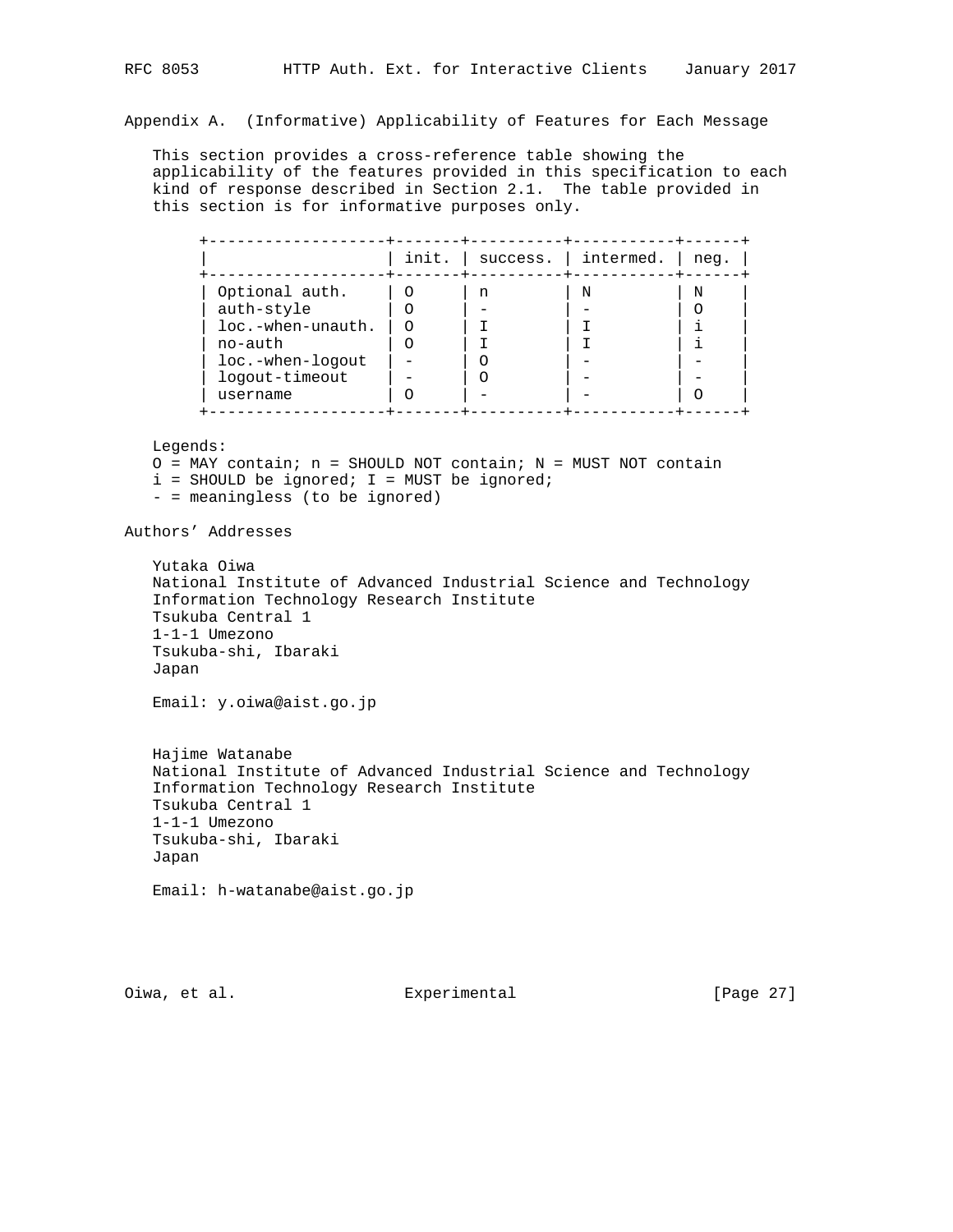## Appendix A. (Informative) Applicability of Features for Each Message

This section provides a cross-reference table showing the applicability of the features provided in this specification to each kind of response described in Section 2.1. The table provided in this section is for informative purposes only.

| | init. | success. | intermed. | neg. |
|---|---|---|---|---|
| Optional auth. | O | n | N | N |
| auth-style | O | - | - | O |
| loc.-when-unauth. | O | I | I | i |
| no-auth | O | I | I | i |
| loc.-when-logout | - | O | - | - |
| logout-timeout | - | O | - | - |
| username | O | - | - | O |

Legends:
O = MAY contain; n = SHOULD NOT contain; N = MUST NOT contain
i = SHOULD be ignored; I = MUST be ignored;
- = meaningless (to be ignored)

## Authors' Addresses

Yutaka Oiwa
National Institute of Advanced Industrial Science and Technology
Information Technology Research Institute
Tsukuba Central 1
1-1-1 Umezono
Tsukuba-shi, Ibaraki
Japan

Email: y.oiwa@aist.go.jp

Hajime Watanabe
National Institute of Advanced Industrial Science and Technology
Information Technology Research Institute
Tsukuba Central 1
1-1-1 Umezono
Tsukuba-shi, Ibaraki
Japan

Email: h-watanabe@aist.go.jp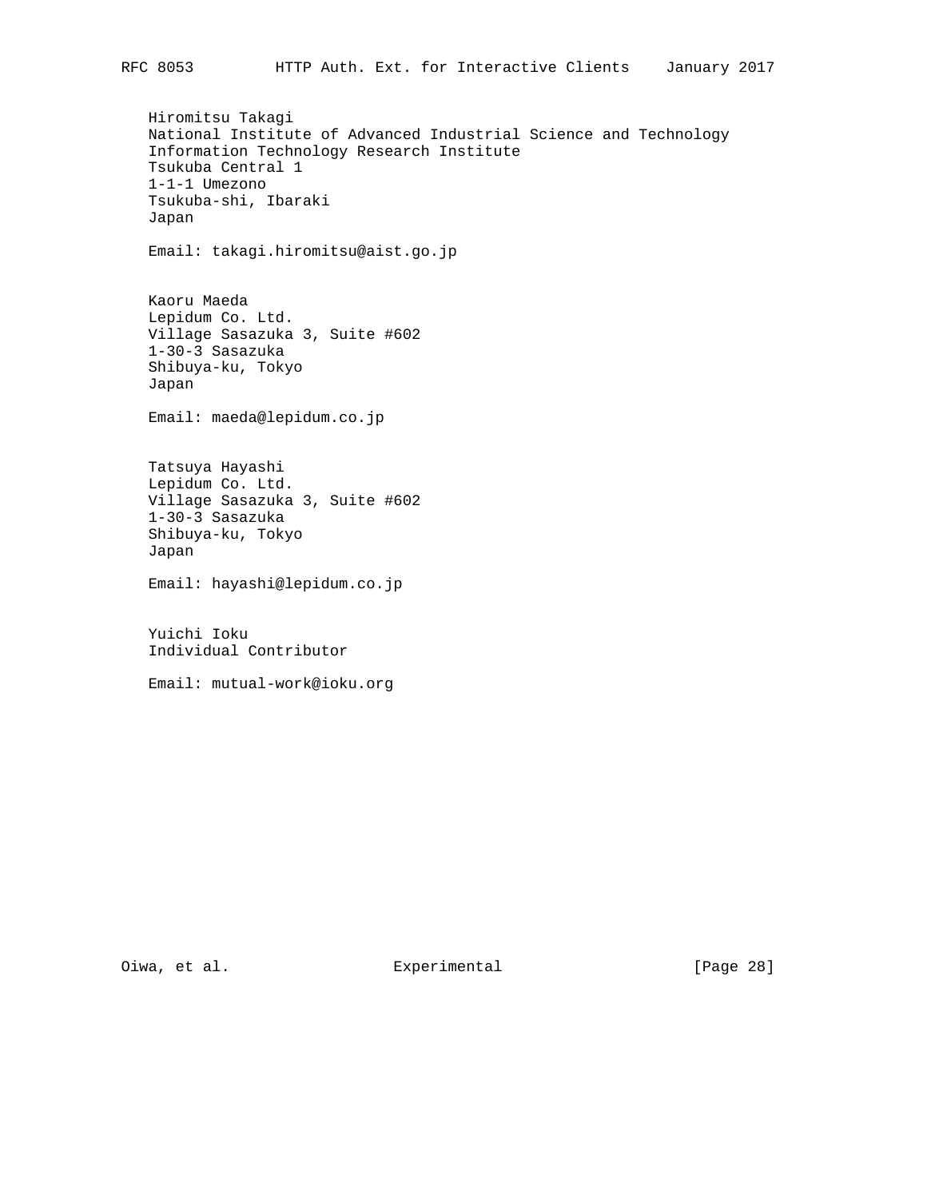Hiromitsu Takagi
National Institute of Advanced Industrial Science and Technology
Information Technology Research Institute
Tsukuba Central 1
1-1-1 Umezono
Tsukuba-shi, Ibaraki
Japan

Email: takagi.hiromitsu@aist.go.jp

Kaoru Maeda
Lepidum Co. Ltd.
Village Sasazuka 3, Suite #602
1-30-3 Sasazuka
Shibuya-ku, Tokyo
Japan

Email: maeda@lepidum.co.jp

Tatsuya Hayashi
Lepidum Co. Ltd.
Village Sasazuka 3, Suite #602
1-30-3 Sasazuka
Shibuya-ku, Tokyo
Japan

Email: hayashi@lepidum.co.jp

Yuichi Ioku
Individual Contributor

Email: mutual-work@ioku.org